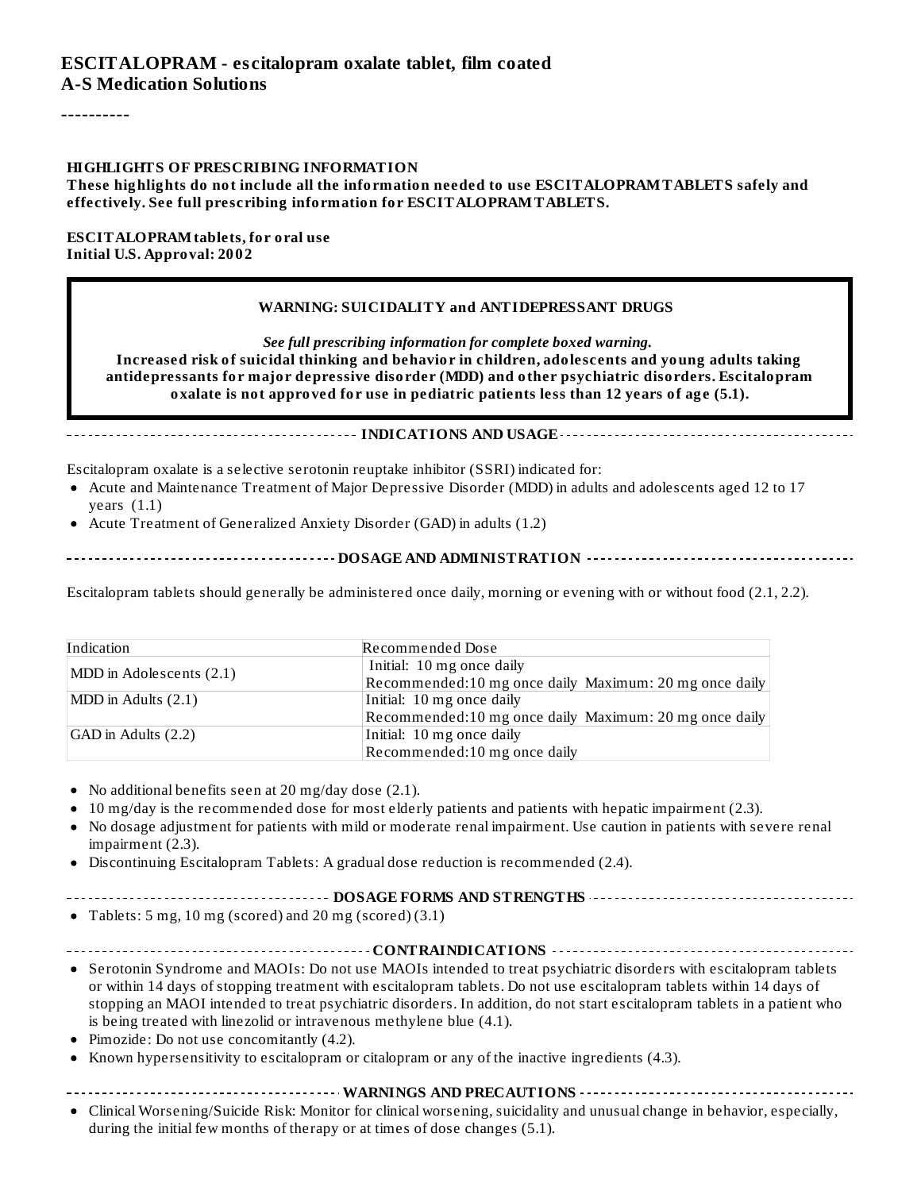# ESCITALOPRAM - escitalopram oxalate tablet, film coated
**A-S Medication Solutions**

----------

**HIGHLIGHTS OF PRESCRIBING INFORMATION**
**These highlights do not include all the information needed to use ESCITALOPRAM TABLETS safely and effectively. See full prescribing information for ESCITALOPRAM TABLETS.**

**ESCITALOPRAM tablets, for oral use**
**Initial U.S. Approval: 2002**

> **WARNING: SUICIDALITY and ANTIDEPRESSANT DRUGS**
>
> ***See full prescribing information for complete boxed warning.***
> **Increased risk of suicidal thinking and behavior in children, adolescents and young adults taking antidepressants for major depressive disorder (MDD) and other psychiatric disorders. Escitalopram oxalate is not approved for use in pediatric patients less than 12 years of age (5.1).**

## INDICATIONS AND USAGE

Escitalopram oxalate is a selective serotonin reuptake inhibitor (SSRI) indicated for:

- Acute and Maintenance Treatment of Major Depressive Disorder (MDD) in adults and adolescents aged 12 to 17 years (1.1)
- Acute Treatment of Generalized Anxiety Disorder (GAD) in adults (1.2)

## DOSAGE AND ADMINISTRATION

Escitalopram tablets should generally be administered once daily, morning or evening with or without food (2.1, 2.2).

| Indication | Recommended Dose |
|---|---|
| MDD in Adolescents (2.1) | Initial: 10 mg once daily<br>Recommended:10 mg once daily Maximum: 20 mg once daily |
| MDD in Adults (2.1) | Initial: 10 mg once daily<br>Recommended:10 mg once daily Maximum: 20 mg once daily |
| GAD in Adults (2.2) | Initial: 10 mg once daily<br>Recommended:10 mg once daily |

- No additional benefits seen at 20 mg/day dose (2.1).
- 10 mg/day is the recommended dose for most elderly patients and patients with hepatic impairment (2.3).
- No dosage adjustment for patients with mild or moderate renal impairment. Use caution in patients with severe renal impairment (2.3).
- Discontinuing Escitalopram Tablets: A gradual dose reduction is recommended (2.4).

## DOSAGE FORMS AND STRENGTHS

- Tablets: 5 mg, 10 mg (scored) and 20 mg (scored) (3.1)

## CONTRAINDICATIONS

- Serotonin Syndrome and MAOIs: Do not use MAOIs intended to treat psychiatric disorders with escitalopram tablets or within 14 days of stopping treatment with escitalopram tablets. Do not use escitalopram tablets within 14 days of stopping an MAOI intended to treat psychiatric disorders. In addition, do not start escitalopram tablets in a patient who is being treated with linezolid or intravenous methylene blue (4.1).
- Pimozide: Do not use concomitantly (4.2).
- Known hypersensitivity to escitalopram or citalopram or any of the inactive ingredients (4.3).

## WARNINGS AND PRECAUTIONS

- Clinical Worsening/Suicide Risk: Monitor for clinical worsening, suicidality and unusual change in behavior, especially, during the initial few months of therapy or at times of dose changes (5.1).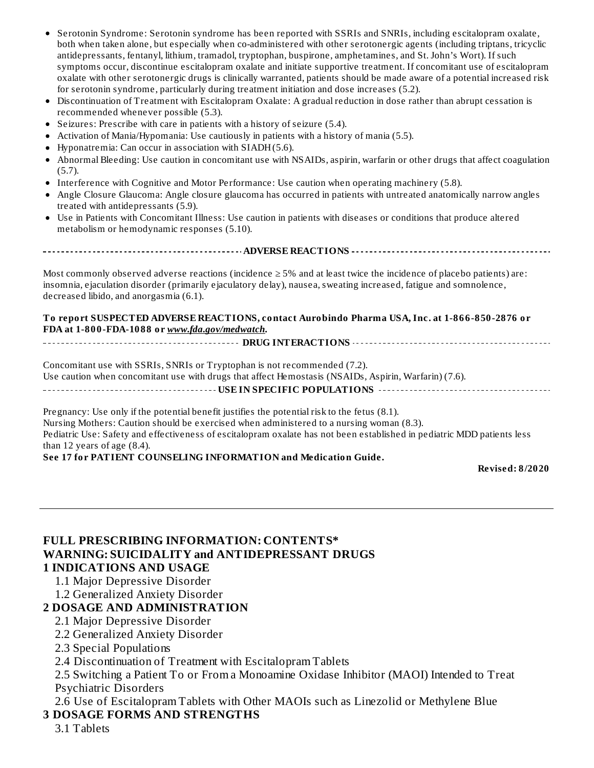- Serotonin Syndrome: Serotonin syndrome has been reported with SSRIs and SNRIs, including escitalopram oxalate, both when taken alone, but especially when co-administered with other serotonergic agents (including triptans, tricyclic antidepressants, fentanyl, lithium, tramadol, tryptophan, buspirone, amphetamines, and St. John's Wort). If such symptoms occur, discontinue escitalopram oxalate and initiate supportive treatment. If concomitant use of escitalopram oxalate with other serotonergic drugs is clinically warranted, patients should be made aware of a potential increased risk for serotonin syndrome, particularly during treatment initiation and dose increases (5.2).
- Discontinuation of Treatment with Escitalopram Oxalate: A gradual reduction in dose rather than abrupt cessation is recommended whenever possible (5.3).
- Seizures: Prescribe with care in patients with a history of seizure (5.4).
- Activation of Mania/Hypomania: Use cautiously in patients with a history of mania (5.5).
- Hyponatremia: Can occur in association with SIADH (5.6).
- Abnormal Bleeding: Use caution in concomitant use with NSAIDs, aspirin, warfarin or other drugs that affect coagulation (5.7).
- Interference with Cognitive and Motor Performance: Use caution when operating machinery (5.8).
- Angle Closure Glaucoma: Angle closure glaucoma has occurred in patients with untreated anatomically narrow angles treated with antidepressants (5.9).
- Use in Patients with Concomitant Illness: Use caution in patients with diseases or conditions that produce altered metabolism or hemodynamic responses (5.10).

**ADVERSE REACTIONS**

Most commonly observed adverse reactions (incidence ≥ 5% and at least twice the incidence of placebo patients) are: insomnia, ejaculation disorder (primarily ejaculatory delay), nausea, sweating increased, fatigue and somnolence, decreased libido, and anorgasmia (6.1).

**To report SUSPECTED ADVERSE REACTIONS, contact Aurobindo Pharma USA, Inc. at 1-866-850-2876 or FDA at 1-800-FDA-1088 or *www.fda.gov/medwatch*.**

**DRUG INTERACTIONS**

Concomitant use with SSRIs, SNRIs or Tryptophan is not recommended (7.2).
Use caution when concomitant use with drugs that affect Hemostasis (NSAIDs, Aspirin, Warfarin) (7.6).

**USE IN SPECIFIC POPULATIONS**

Pregnancy: Use only if the potential benefit justifies the potential risk to the fetus (8.1).
Nursing Mothers: Caution should be exercised when administered to a nursing woman (8.3).
Pediatric Use: Safety and effectiveness of escitalopram oxalate has not been established in pediatric MDD patients less than 12 years of age (8.4).
**See 17 for PATIENT COUNSELING INFORMATION and Medication Guide.**

**Revised: 8/2020**

---

## FULL PRESCRIBING INFORMATION: CONTENTS*

**WARNING: SUICIDALITY and ANTIDEPRESSANT DRUGS**

**1 INDICATIONS AND USAGE**

1.1 Major Depressive Disorder
1.2 Generalized Anxiety Disorder

**2 DOSAGE AND ADMINISTRATION**

2.1 Major Depressive Disorder
2.2 Generalized Anxiety Disorder
2.3 Special Populations
2.4 Discontinuation of Treatment with Escitalopram Tablets
2.5 Switching a Patient To or From a Monoamine Oxidase Inhibitor (MAOI) Intended to Treat Psychiatric Disorders
2.6 Use of Escitalopram Tablets with Other MAOIs such as Linezolid or Methylene Blue

**3 DOSAGE FORMS AND STRENGTHS**

3.1 Tablets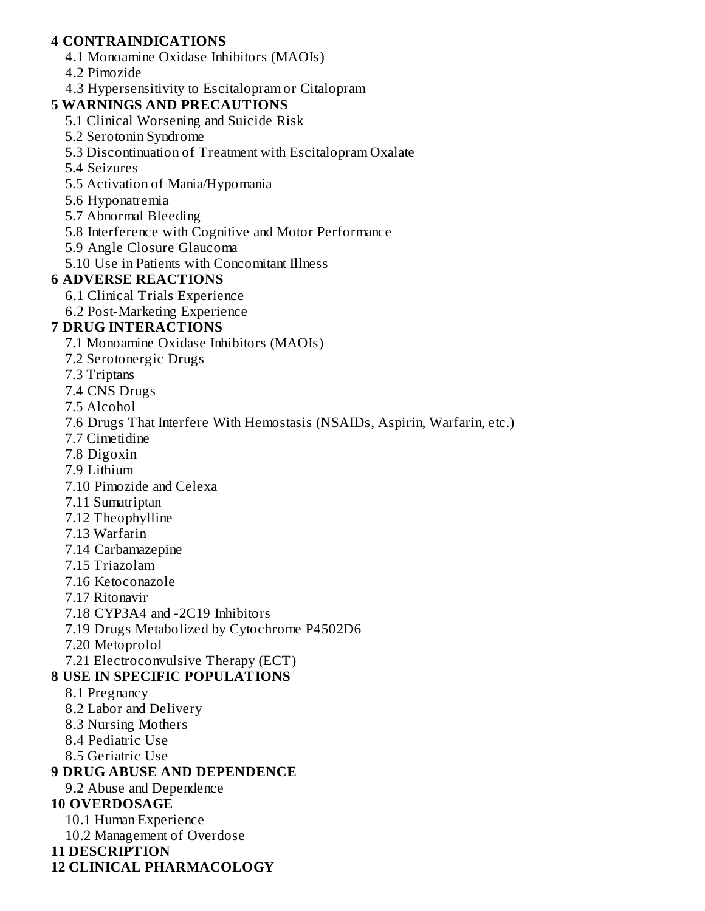**4 CONTRAINDICATIONS**

- 4.1 Monoamine Oxidase Inhibitors (MAOIs)
- 4.2 Pimozide
- 4.3 Hypersensitivity to Escitalopram or Citalopram

**5 WARNINGS AND PRECAUTIONS**

- 5.1 Clinical Worsening and Suicide Risk
- 5.2 Serotonin Syndrome
- 5.3 Discontinuation of Treatment with Escitalopram Oxalate
- 5.4 Seizures
- 5.5 Activation of Mania/Hypomania
- 5.6 Hyponatremia
- 5.7 Abnormal Bleeding
- 5.8 Interference with Cognitive and Motor Performance
- 5.9 Angle Closure Glaucoma
- 5.10 Use in Patients with Concomitant Illness

**6 ADVERSE REACTIONS**

- 6.1 Clinical Trials Experience
- 6.2 Post-Marketing Experience

**7 DRUG INTERACTIONS**

- 7.1 Monoamine Oxidase Inhibitors (MAOIs)
- 7.2 Serotonergic Drugs
- 7.3 Triptans
- 7.4 CNS Drugs
- 7.5 Alcohol
- 7.6 Drugs That Interfere With Hemostasis (NSAIDs, Aspirin, Warfarin, etc.)
- 7.7 Cimetidine
- 7.8 Digoxin
- 7.9 Lithium
- 7.10 Pimozide and Celexa
- 7.11 Sumatriptan
- 7.12 Theophylline
- 7.13 Warfarin
- 7.14 Carbamazepine
- 7.15 Triazolam
- 7.16 Ketoconazole
- 7.17 Ritonavir
- 7.18 CYP3A4 and -2C19 Inhibitors
- 7.19 Drugs Metabolized by Cytochrome P4502D6
- 7.20 Metoprolol
- 7.21 Electroconvulsive Therapy (ECT)

**8 USE IN SPECIFIC POPULATIONS**

- 8.1 Pregnancy
- 8.2 Labor and Delivery
- 8.3 Nursing Mothers
- 8.4 Pediatric Use
- 8.5 Geriatric Use

**9 DRUG ABUSE AND DEPENDENCE**

- 9.2 Abuse and Dependence

**10 OVERDOSAGE**

- 10.1 Human Experience
- 10.2 Management of Overdose

**11 DESCRIPTION**

**12 CLINICAL PHARMACOLOGY**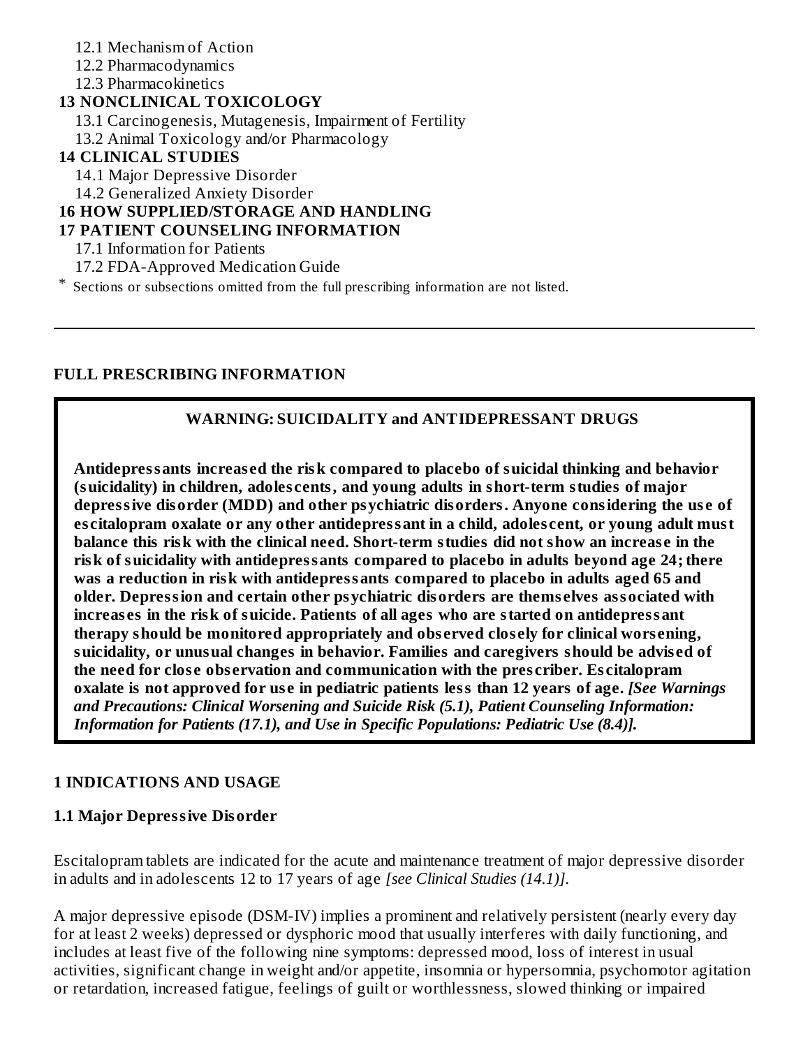12.1 Mechanism of Action

12.2 Pharmacodynamics

12.3 Pharmacokinetics

**13 NONCLINICAL TOXICOLOGY**

13.1 Carcinogenesis, Mutagenesis, Impairment of Fertility

13.2 Animal Toxicology and/or Pharmacology

**14 CLINICAL STUDIES**

14.1 Major Depressive Disorder

14.2 Generalized Anxiety Disorder

**16 HOW SUPPLIED/STORAGE AND HANDLING**

**17 PATIENT COUNSELING INFORMATION**

17.1 Information for Patients

17.2 FDA-Approved Medication Guide

* Sections or subsections omitted from the full prescribing information are not listed.

---

## FULL PRESCRIBING INFORMATION

**WARNING: SUICIDALITY and ANTIDEPRESSANT DRUGS**

**Antidepressants increased the risk compared to placebo of suicidal thinking and behavior (suicidality) in children, adolescents, and young adults in short-term studies of major depressive disorder (MDD) and other psychiatric disorders. Anyone considering the use of escitalopram oxalate or any other antidepressant in a child, adolescent, or young adult must balance this risk with the clinical need. Short-term studies did not show an increase in the risk of suicidality with antidepressants compared to placebo in adults beyond age 24; there was a reduction in risk with antidepressants compared to placebo in adults aged 65 and older. Depression and certain other psychiatric disorders are themselves associated with increases in the risk of suicide. Patients of all ages who are started on antidepressant therapy should be monitored appropriately and observed closely for clinical worsening, suicidality, or unusual changes in behavior. Families and caregivers should be advised of the need for close observation and communication with the prescriber. Escitalopram oxalate is not approved for use in pediatric patients less than 12 years of age.** ***[See Warnings and Precautions: Clinical Worsening and Suicide Risk (5.1), Patient Counseling Information: Information for Patients (17.1), and Use in Specific Populations: Pediatric Use (8.4)].***

## 1 INDICATIONS AND USAGE

### 1.1 Major Depressive Disorder

Escitalopram tablets are indicated for the acute and maintenance treatment of major depressive disorder in adults and in adolescents 12 to 17 years of age *[see Clinical Studies (14.1)]*.

A major depressive episode (DSM-IV) implies a prominent and relatively persistent (nearly every day for at least 2 weeks) depressed or dysphoric mood that usually interferes with daily functioning, and includes at least five of the following nine symptoms: depressed mood, loss of interest in usual activities, significant change in weight and/or appetite, insomnia or hypersomnia, psychomotor agitation or retardation, increased fatigue, feelings of guilt or worthlessness, slowed thinking or impaired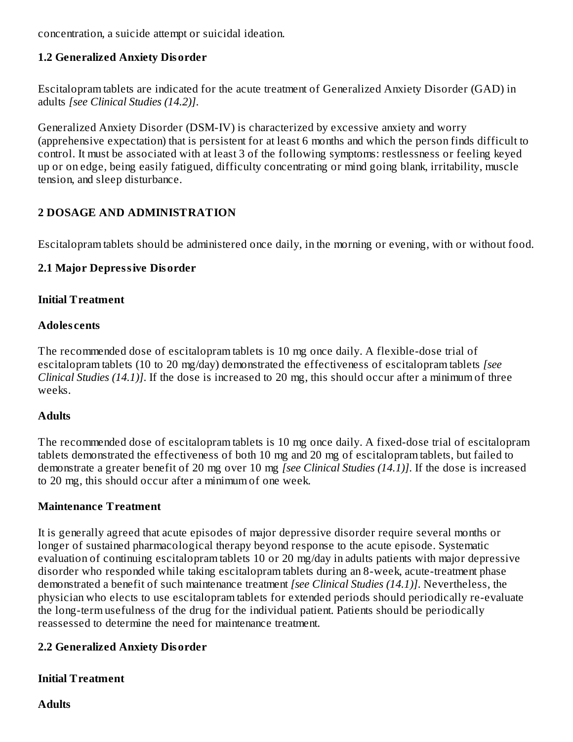concentration, a suicide attempt or suicidal ideation.

### 1.2 Generalized Anxiety Disorder

Escitalopram tablets are indicated for the acute treatment of Generalized Anxiety Disorder (GAD) in adults *[see Clinical Studies (14.2)]*.

Generalized Anxiety Disorder (DSM-IV) is characterized by excessive anxiety and worry (apprehensive expectation) that is persistent for at least 6 months and which the person finds difficult to control. It must be associated with at least 3 of the following symptoms: restlessness or feeling keyed up or on edge, being easily fatigued, difficulty concentrating or mind going blank, irritability, muscle tension, and sleep disturbance.

## 2 DOSAGE AND ADMINISTRATION

Escitalopram tablets should be administered once daily, in the morning or evening, with or without food.

### 2.1 Major Depressive Disorder

**Initial Treatment**

**Adolescents**

The recommended dose of escitalopram tablets is 10 mg once daily. A flexible-dose trial of escitalopram tablets (10 to 20 mg/day) demonstrated the effectiveness of escitalopram tablets *[see Clinical Studies (14.1)]*. If the dose is increased to 20 mg, this should occur after a minimum of three weeks.

**Adults**

The recommended dose of escitalopram tablets is 10 mg once daily. A fixed-dose trial of escitalopram tablets demonstrated the effectiveness of both 10 mg and 20 mg of escitalopram tablets, but failed to demonstrate a greater benefit of 20 mg over 10 mg *[see Clinical Studies (14.1)]*. If the dose is increased to 20 mg, this should occur after a minimum of one week.

**Maintenance Treatment**

It is generally agreed that acute episodes of major depressive disorder require several months or longer of sustained pharmacological therapy beyond response to the acute episode. Systematic evaluation of continuing escitalopram tablets 10 or 20 mg/day in adults patients with major depressive disorder who responded while taking escitalopram tablets during an 8-week, acute-treatment phase demonstrated a benefit of such maintenance treatment *[see Clinical Studies (14.1)]*. Nevertheless, the physician who elects to use escitalopram tablets for extended periods should periodically re-evaluate the long-term usefulness of the drug for the individual patient. Patients should be periodically reassessed to determine the need for maintenance treatment.

### 2.2 Generalized Anxiety Disorder

**Initial Treatment**

**Adults**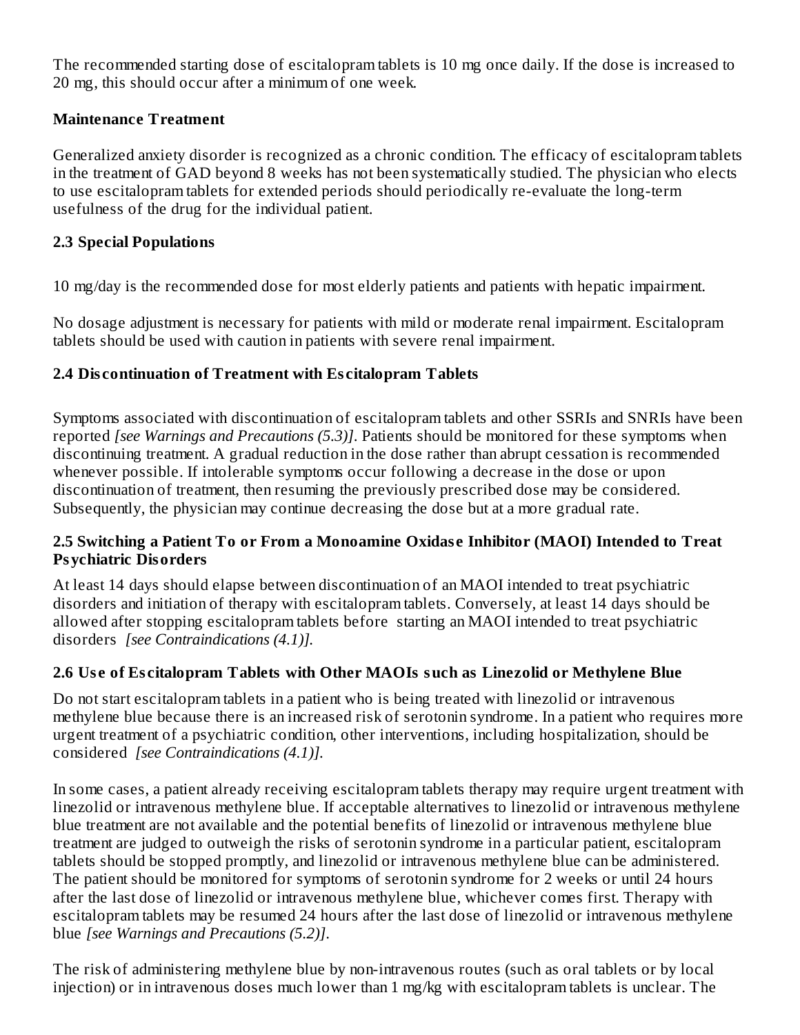The recommended starting dose of escitalopram tablets is 10 mg once daily. If the dose is increased to 20 mg, this should occur after a minimum of one week.

**Maintenance Treatment**

Generalized anxiety disorder is recognized as a chronic condition. The efficacy of escitalopram tablets in the treatment of GAD beyond 8 weeks has not been systematically studied. The physician who elects to use escitalopram tablets for extended periods should periodically re-evaluate the long-term usefulness of the drug for the individual patient.

### 2.3 Special Populations

10 mg/day is the recommended dose for most elderly patients and patients with hepatic impairment.

No dosage adjustment is necessary for patients with mild or moderate renal impairment. Escitalopram tablets should be used with caution in patients with severe renal impairment.

### 2.4 Discontinuation of Treatment with Escitalopram Tablets

Symptoms associated with discontinuation of escitalopram tablets and other SSRIs and SNRIs have been reported *[see Warnings and Precautions (5.3)]*. Patients should be monitored for these symptoms when discontinuing treatment. A gradual reduction in the dose rather than abrupt cessation is recommended whenever possible. If intolerable symptoms occur following a decrease in the dose or upon discontinuation of treatment, then resuming the previously prescribed dose may be considered. Subsequently, the physician may continue decreasing the dose but at a more gradual rate.

### 2.5 Switching a Patient To or From a Monoamine Oxidase Inhibitor (MAOI) Intended to Treat Psychiatric Disorders

At least 14 days should elapse between discontinuation of an MAOI intended to treat psychiatric disorders and initiation of therapy with escitalopram tablets. Conversely, at least 14 days should be allowed after stopping escitalopram tablets before starting an MAOI intended to treat psychiatric disorders *[see Contraindications (4.1)]*.

### 2.6 Use of Escitalopram Tablets with Other MAOIs such as Linezolid or Methylene Blue

Do not start escitalopram tablets in a patient who is being treated with linezolid or intravenous methylene blue because there is an increased risk of serotonin syndrome. In a patient who requires more urgent treatment of a psychiatric condition, other interventions, including hospitalization, should be considered *[see Contraindications (4.1)]*.

In some cases, a patient already receiving escitalopram tablets therapy may require urgent treatment with linezolid or intravenous methylene blue. If acceptable alternatives to linezolid or intravenous methylene blue treatment are not available and the potential benefits of linezolid or intravenous methylene blue treatment are judged to outweigh the risks of serotonin syndrome in a particular patient, escitalopram tablets should be stopped promptly, and linezolid or intravenous methylene blue can be administered. The patient should be monitored for symptoms of serotonin syndrome for 2 weeks or until 24 hours after the last dose of linezolid or intravenous methylene blue, whichever comes first. Therapy with escitalopram tablets may be resumed 24 hours after the last dose of linezolid or intravenous methylene blue *[see Warnings and Precautions (5.2)]*.

The risk of administering methylene blue by non-intravenous routes (such as oral tablets or by local injection) or in intravenous doses much lower than 1 mg/kg with escitalopram tablets is unclear. The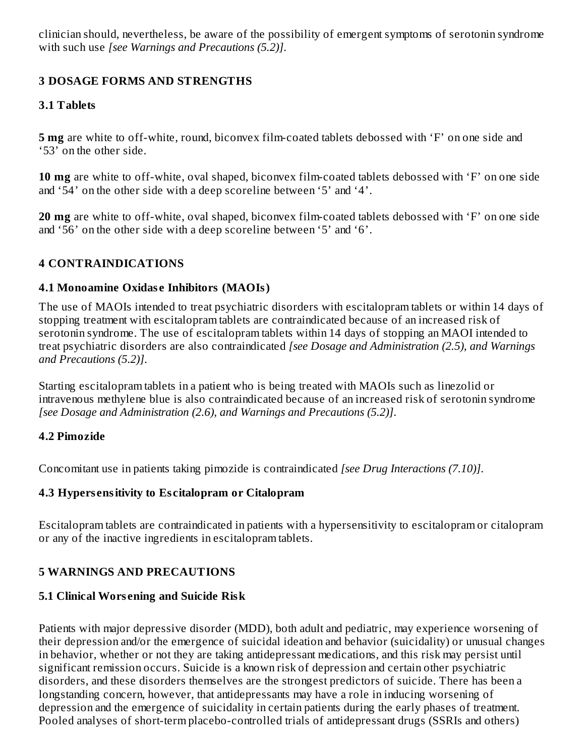clinician should, nevertheless, be aware of the possibility of emergent symptoms of serotonin syndrome with such use *[see Warnings and Precautions (5.2)]*.

## 3 DOSAGE FORMS AND STRENGTHS

### 3.1 Tablets

**5 mg** are white to off-white, round, biconvex film-coated tablets debossed with 'F' on one side and '53' on the other side.

**10 mg** are white to off-white, oval shaped, biconvex film-coated tablets debossed with 'F' on one side and '54' on the other side with a deep scoreline between '5' and '4'.

**20 mg** are white to off-white, oval shaped, biconvex film-coated tablets debossed with 'F' on one side and '56' on the other side with a deep scoreline between '5' and '6'.

## 4 CONTRAINDICATIONS

### 4.1 Monoamine Oxidase Inhibitors (MAOIs)

The use of MAOIs intended to treat psychiatric disorders with escitalopram tablets or within 14 days of stopping treatment with escitalopram tablets are contraindicated because of an increased risk of serotonin syndrome. The use of escitalopram tablets within 14 days of stopping an MAOI intended to treat psychiatric disorders are also contraindicated *[see Dosage and Administration (2.5), and Warnings and Precautions (5.2)]*.

Starting escitalopram tablets in a patient who is being treated with MAOIs such as linezolid or intravenous methylene blue is also contraindicated because of an increased risk of serotonin syndrome *[see Dosage and Administration (2.6), and Warnings and Precautions (5.2)]*.

### 4.2 Pimozide

Concomitant use in patients taking pimozide is contraindicated *[see Drug Interactions (7.10)]*.

### 4.3 Hypersensitivity to Escitalopram or Citalopram

Escitalopram tablets are contraindicated in patients with a hypersensitivity to escitalopram or citalopram or any of the inactive ingredients in escitalopram tablets.

## 5 WARNINGS AND PRECAUTIONS

### 5.1 Clinical Worsening and Suicide Risk

Patients with major depressive disorder (MDD), both adult and pediatric, may experience worsening of their depression and/or the emergence of suicidal ideation and behavior (suicidality) or unusual changes in behavior, whether or not they are taking antidepressant medications, and this risk may persist until significant remission occurs. Suicide is a known risk of depression and certain other psychiatric disorders, and these disorders themselves are the strongest predictors of suicide. There has been a longstanding concern, however, that antidepressants may have a role in inducing worsening of depression and the emergence of suicidality in certain patients during the early phases of treatment. Pooled analyses of short-term placebo-controlled trials of antidepressant drugs (SSRIs and others)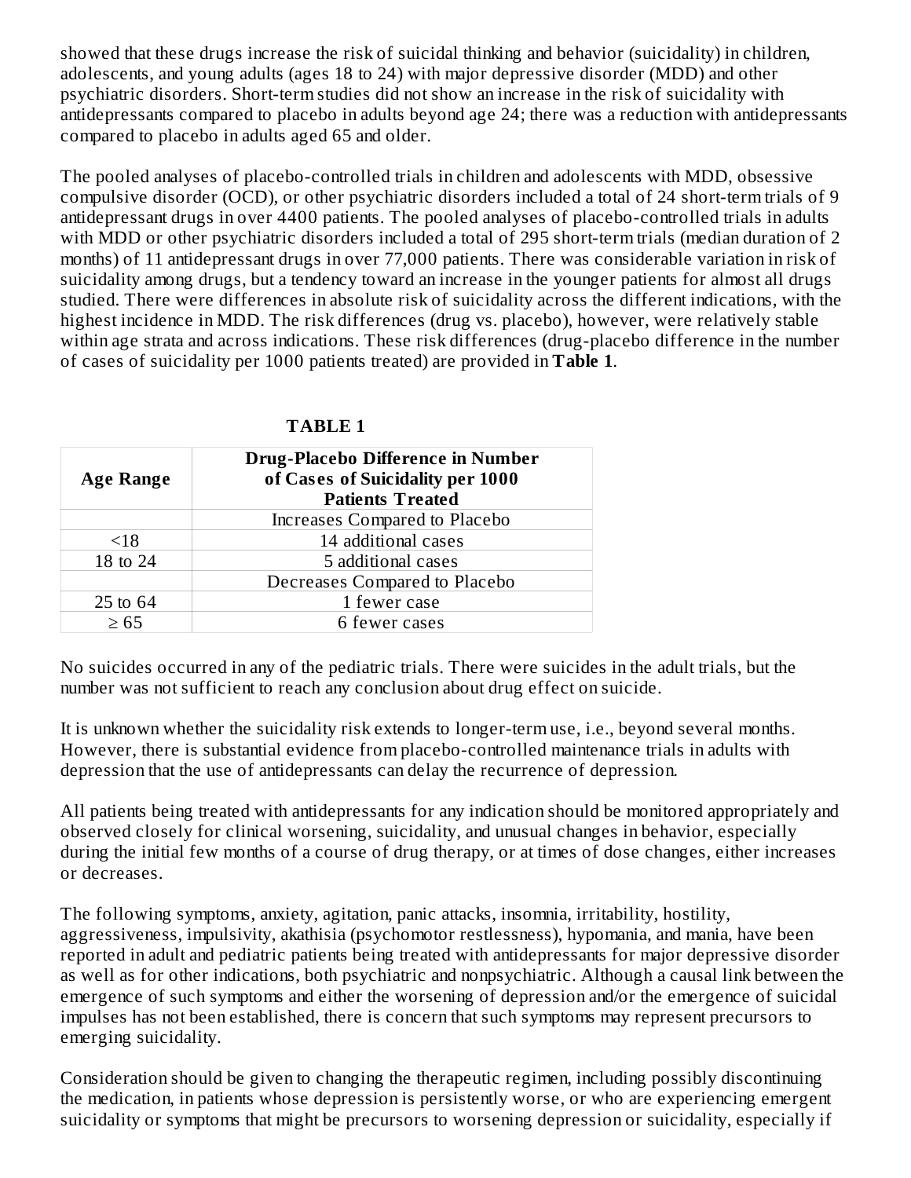showed that these drugs increase the risk of suicidal thinking and behavior (suicidality) in children, adolescents, and young adults (ages 18 to 24) with major depressive disorder (MDD) and other psychiatric disorders. Short-term studies did not show an increase in the risk of suicidality with antidepressants compared to placebo in adults beyond age 24; there was a reduction with antidepressants compared to placebo in adults aged 65 and older.

The pooled analyses of placebo-controlled trials in children and adolescents with MDD, obsessive compulsive disorder (OCD), or other psychiatric disorders included a total of 24 short-term trials of 9 antidepressant drugs in over 4400 patients. The pooled analyses of placebo-controlled trials in adults with MDD or other psychiatric disorders included a total of 295 short-term trials (median duration of 2 months) of 11 antidepressant drugs in over 77,000 patients. There was considerable variation in risk of suicidality among drugs, but a tendency toward an increase in the younger patients for almost all drugs studied. There were differences in absolute risk of suicidality across the different indications, with the highest incidence in MDD. The risk differences (drug vs. placebo), however, were relatively stable within age strata and across indications. These risk differences (drug-placebo difference in the number of cases of suicidality per 1000 patients treated) are provided in **Table 1**.

**TABLE 1**

| Age Range | Drug-Placebo Difference in Number of Cases of Suicidality per 1000 Patients Treated |
|---|---|
| | Increases Compared to Placebo |
| <18 | 14 additional cases |
| 18 to 24 | 5 additional cases |
| | Decreases Compared to Placebo |
| 25 to 64 | 1 fewer case |
| ≥ 65 | 6 fewer cases |

No suicides occurred in any of the pediatric trials. There were suicides in the adult trials, but the number was not sufficient to reach any conclusion about drug effect on suicide.

It is unknown whether the suicidality risk extends to longer-term use, i.e., beyond several months. However, there is substantial evidence from placebo-controlled maintenance trials in adults with depression that the use of antidepressants can delay the recurrence of depression.

All patients being treated with antidepressants for any indication should be monitored appropriately and observed closely for clinical worsening, suicidality, and unusual changes in behavior, especially during the initial few months of a course of drug therapy, or at times of dose changes, either increases or decreases.

The following symptoms, anxiety, agitation, panic attacks, insomnia, irritability, hostility, aggressiveness, impulsivity, akathisia (psychomotor restlessness), hypomania, and mania, have been reported in adult and pediatric patients being treated with antidepressants for major depressive disorder as well as for other indications, both psychiatric and nonpsychiatric. Although a causal link between the emergence of such symptoms and either the worsening of depression and/or the emergence of suicidal impulses has not been established, there is concern that such symptoms may represent precursors to emerging suicidality.

Consideration should be given to changing the therapeutic regimen, including possibly discontinuing the medication, in patients whose depression is persistently worse, or who are experiencing emergent suicidality or symptoms that might be precursors to worsening depression or suicidality, especially if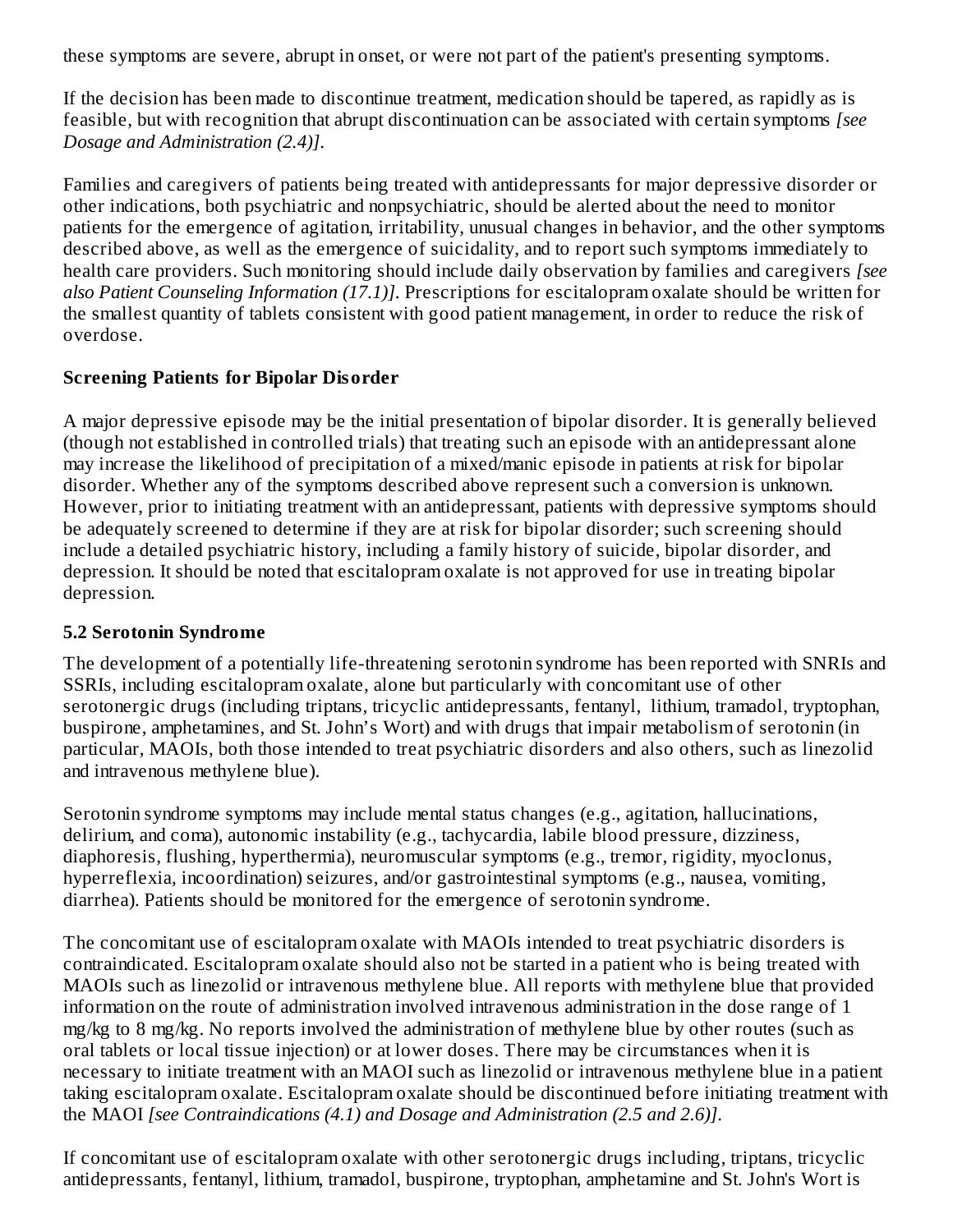these symptoms are severe, abrupt in onset, or were not part of the patient's presenting symptoms.

If the decision has been made to discontinue treatment, medication should be tapered, as rapidly as is feasible, but with recognition that abrupt discontinuation can be associated with certain symptoms *[see Dosage and Administration (2.4)]*.

Families and caregivers of patients being treated with antidepressants for major depressive disorder or other indications, both psychiatric and nonpsychiatric, should be alerted about the need to monitor patients for the emergence of agitation, irritability, unusual changes in behavior, and the other symptoms described above, as well as the emergence of suicidality, and to report such symptoms immediately to health care providers. Such monitoring should include daily observation by families and caregivers *[see also Patient Counseling Information (17.1)]*. Prescriptions for escitalopram oxalate should be written for the smallest quantity of tablets consistent with good patient management, in order to reduce the risk of overdose.

**Screening Patients for Bipolar Disorder**

A major depressive episode may be the initial presentation of bipolar disorder. It is generally believed (though not established in controlled trials) that treating such an episode with an antidepressant alone may increase the likelihood of precipitation of a mixed/manic episode in patients at risk for bipolar disorder. Whether any of the symptoms described above represent such a conversion is unknown. However, prior to initiating treatment with an antidepressant, patients with depressive symptoms should be adequately screened to determine if they are at risk for bipolar disorder; such screening should include a detailed psychiatric history, including a family history of suicide, bipolar disorder, and depression. It should be noted that escitalopram oxalate is not approved for use in treating bipolar depression.

### 5.2 Serotonin Syndrome

The development of a potentially life-threatening serotonin syndrome has been reported with SNRIs and SSRIs, including escitalopram oxalate, alone but particularly with concomitant use of other serotonergic drugs (including triptans, tricyclic antidepressants, fentanyl, lithium, tramadol, tryptophan, buspirone, amphetamines, and St. John's Wort) and with drugs that impair metabolism of serotonin (in particular, MAOIs, both those intended to treat psychiatric disorders and also others, such as linezolid and intravenous methylene blue).

Serotonin syndrome symptoms may include mental status changes (e.g., agitation, hallucinations, delirium, and coma), autonomic instability (e.g., tachycardia, labile blood pressure, dizziness, diaphoresis, flushing, hyperthermia), neuromuscular symptoms (e.g., tremor, rigidity, myoclonus, hyperreflexia, incoordination) seizures, and/or gastrointestinal symptoms (e.g., nausea, vomiting, diarrhea). Patients should be monitored for the emergence of serotonin syndrome.

The concomitant use of escitalopram oxalate with MAOIs intended to treat psychiatric disorders is contraindicated. Escitalopram oxalate should also not be started in a patient who is being treated with MAOIs such as linezolid or intravenous methylene blue. All reports with methylene blue that provided information on the route of administration involved intravenous administration in the dose range of 1 mg/kg to 8 mg/kg. No reports involved the administration of methylene blue by other routes (such as oral tablets or local tissue injection) or at lower doses. There may be circumstances when it is necessary to initiate treatment with an MAOI such as linezolid or intravenous methylene blue in a patient taking escitalopram oxalate. Escitalopram oxalate should be discontinued before initiating treatment with the MAOI *[see Contraindications (4.1) and Dosage and Administration (2.5 and 2.6)]*.

If concomitant use of escitalopram oxalate with other serotonergic drugs including, triptans, tricyclic antidepressants, fentanyl, lithium, tramadol, buspirone, tryptophan, amphetamine and St. John's Wort is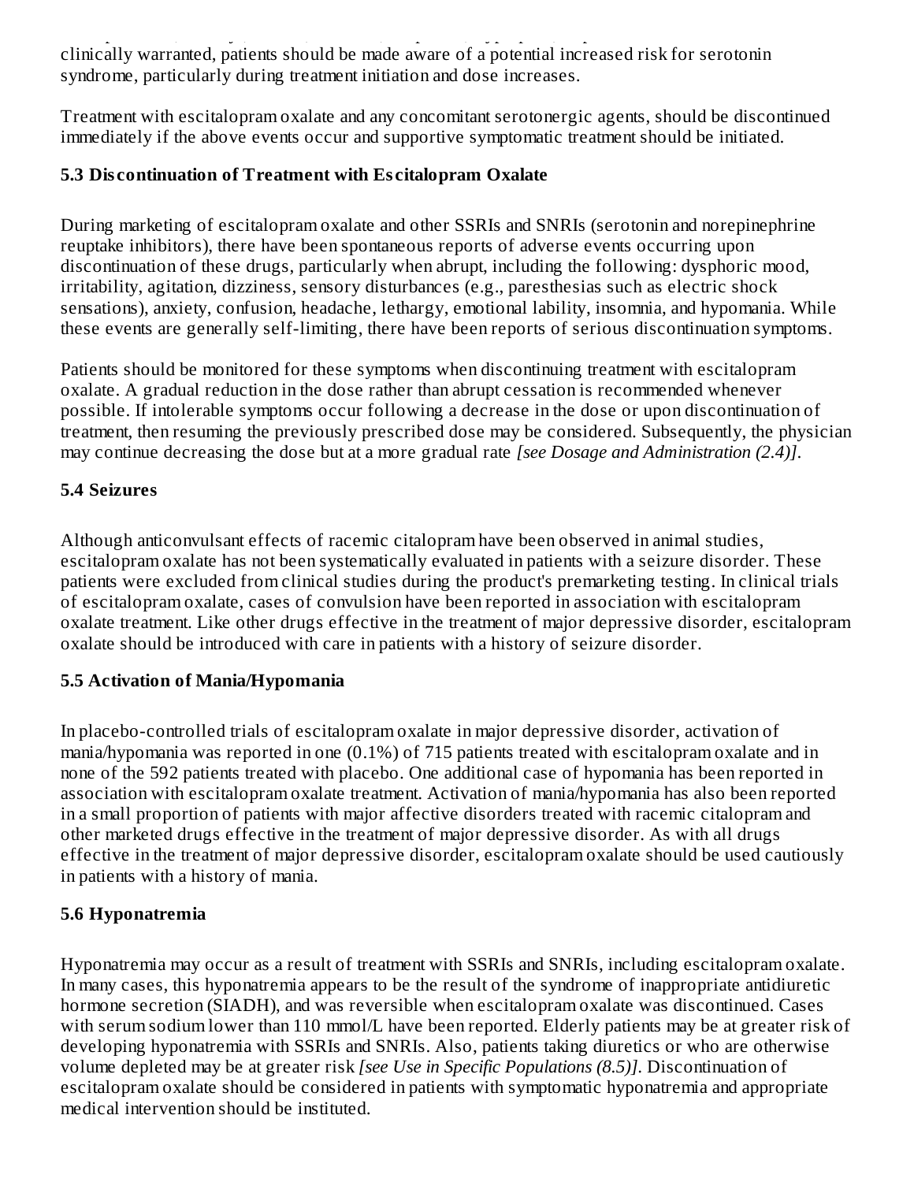clinically warranted, patients should be made aware of a potential increased risk for serotonin syndrome, particularly during treatment initiation and dose increases.

Treatment with escitalopram oxalate and any concomitant serotonergic agents, should be discontinued immediately if the above events occur and supportive symptomatic treatment should be initiated.

### 5.3 Discontinuation of Treatment with Escitalopram Oxalate

During marketing of escitalopram oxalate and other SSRIs and SNRIs (serotonin and norepinephrine reuptake inhibitors), there have been spontaneous reports of adverse events occurring upon discontinuation of these drugs, particularly when abrupt, including the following: dysphoric mood, irritability, agitation, dizziness, sensory disturbances (e.g., paresthesias such as electric shock sensations), anxiety, confusion, headache, lethargy, emotional lability, insomnia, and hypomania. While these events are generally self-limiting, there have been reports of serious discontinuation symptoms.

Patients should be monitored for these symptoms when discontinuing treatment with escitalopram oxalate. A gradual reduction in the dose rather than abrupt cessation is recommended whenever possible. If intolerable symptoms occur following a decrease in the dose or upon discontinuation of treatment, then resuming the previously prescribed dose may be considered. Subsequently, the physician may continue decreasing the dose but at a more gradual rate *[see Dosage and Administration (2.4)]*.

### 5.4 Seizures

Although anticonvulsant effects of racemic citalopram have been observed in animal studies, escitalopram oxalate has not been systematically evaluated in patients with a seizure disorder. These patients were excluded from clinical studies during the product's premarketing testing. In clinical trials of escitalopram oxalate, cases of convulsion have been reported in association with escitalopram oxalate treatment. Like other drugs effective in the treatment of major depressive disorder, escitalopram oxalate should be introduced with care in patients with a history of seizure disorder.

### 5.5 Activation of Mania/Hypomania

In placebo-controlled trials of escitalopram oxalate in major depressive disorder, activation of mania/hypomania was reported in one (0.1%) of 715 patients treated with escitalopram oxalate and in none of the 592 patients treated with placebo. One additional case of hypomania has been reported in association with escitalopram oxalate treatment. Activation of mania/hypomania has also been reported in a small proportion of patients with major affective disorders treated with racemic citalopram and other marketed drugs effective in the treatment of major depressive disorder. As with all drugs effective in the treatment of major depressive disorder, escitalopram oxalate should be used cautiously in patients with a history of mania.

### 5.6 Hyponatremia

Hyponatremia may occur as a result of treatment with SSRIs and SNRIs, including escitalopram oxalate. In many cases, this hyponatremia appears to be the result of the syndrome of inappropriate antidiuretic hormone secretion (SIADH), and was reversible when escitalopram oxalate was discontinued. Cases with serum sodium lower than 110 mmol/L have been reported. Elderly patients may be at greater risk of developing hyponatremia with SSRIs and SNRIs. Also, patients taking diuretics or who are otherwise volume depleted may be at greater risk *[see Use in Specific Populations (8.5)]*. Discontinuation of escitalopram oxalate should be considered in patients with symptomatic hyponatremia and appropriate medical intervention should be instituted.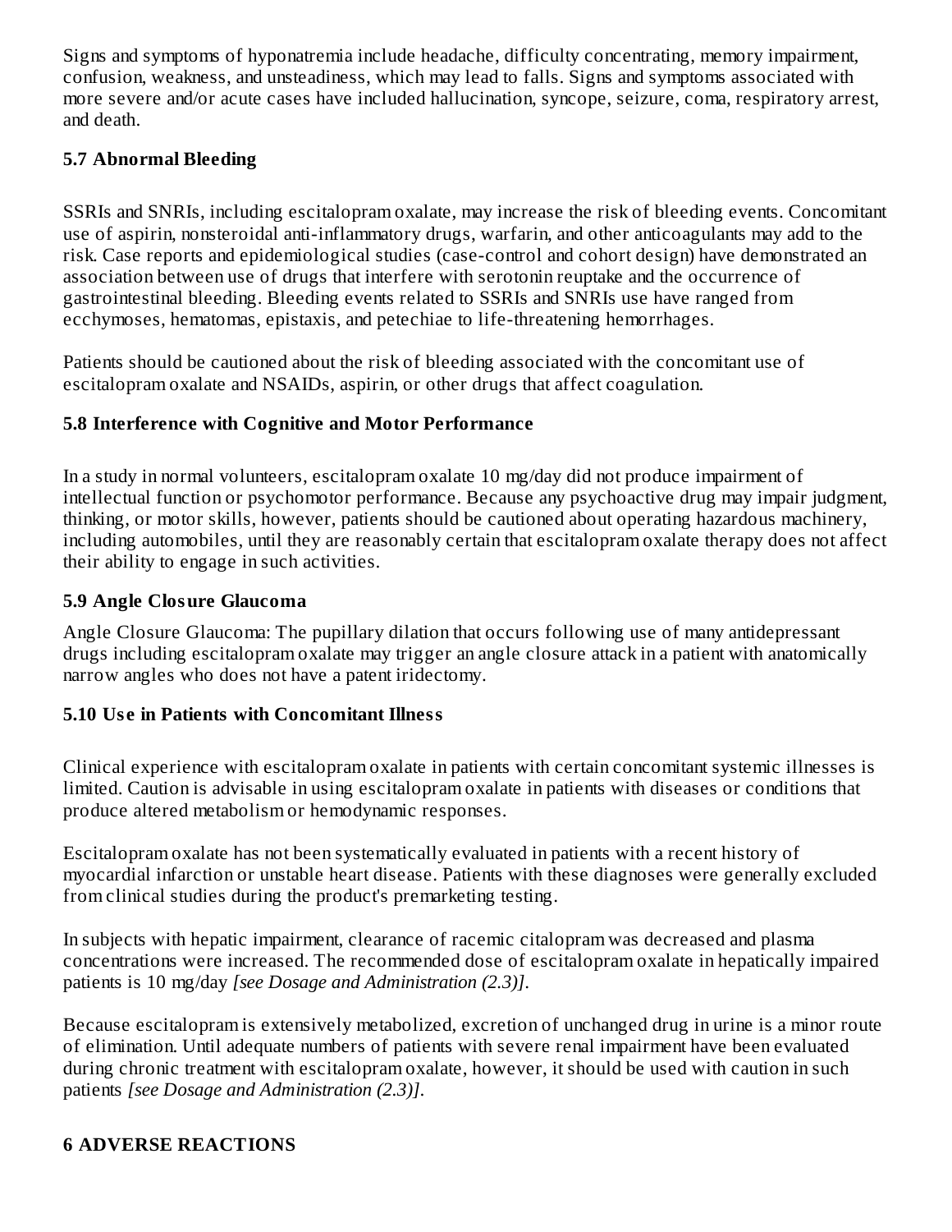Signs and symptoms of hyponatremia include headache, difficulty concentrating, memory impairment, confusion, weakness, and unsteadiness, which may lead to falls. Signs and symptoms associated with more severe and/or acute cases have included hallucination, syncope, seizure, coma, respiratory arrest, and death.

### 5.7 Abnormal Bleeding

SSRIs and SNRIs, including escitalopram oxalate, may increase the risk of bleeding events. Concomitant use of aspirin, nonsteroidal anti-inflammatory drugs, warfarin, and other anticoagulants may add to the risk. Case reports and epidemiological studies (case-control and cohort design) have demonstrated an association between use of drugs that interfere with serotonin reuptake and the occurrence of gastrointestinal bleeding. Bleeding events related to SSRIs and SNRIs use have ranged from ecchymoses, hematomas, epistaxis, and petechiae to life-threatening hemorrhages.

Patients should be cautioned about the risk of bleeding associated with the concomitant use of escitalopram oxalate and NSAIDs, aspirin, or other drugs that affect coagulation.

### 5.8 Interference with Cognitive and Motor Performance

In a study in normal volunteers, escitalopram oxalate 10 mg/day did not produce impairment of intellectual function or psychomotor performance. Because any psychoactive drug may impair judgment, thinking, or motor skills, however, patients should be cautioned about operating hazardous machinery, including automobiles, until they are reasonably certain that escitalopram oxalate therapy does not affect their ability to engage in such activities.

### 5.9 Angle Closure Glaucoma

Angle Closure Glaucoma: The pupillary dilation that occurs following use of many antidepressant drugs including escitalopram oxalate may trigger an angle closure attack in a patient with anatomically narrow angles who does not have a patent iridectomy.

### 5.10 Use in Patients with Concomitant Illness

Clinical experience with escitalopram oxalate in patients with certain concomitant systemic illnesses is limited. Caution is advisable in using escitalopram oxalate in patients with diseases or conditions that produce altered metabolism or hemodynamic responses.

Escitalopram oxalate has not been systematically evaluated in patients with a recent history of myocardial infarction or unstable heart disease. Patients with these diagnoses were generally excluded from clinical studies during the product's premarketing testing.

In subjects with hepatic impairment, clearance of racemic citalopram was decreased and plasma concentrations were increased. The recommended dose of escitalopram oxalate in hepatically impaired patients is 10 mg/day *[see Dosage and Administration (2.3)]*.

Because escitalopram is extensively metabolized, excretion of unchanged drug in urine is a minor route of elimination. Until adequate numbers of patients with severe renal impairment have been evaluated during chronic treatment with escitalopram oxalate, however, it should be used with caution in such patients *[see Dosage and Administration (2.3)]*.

## 6 ADVERSE REACTIONS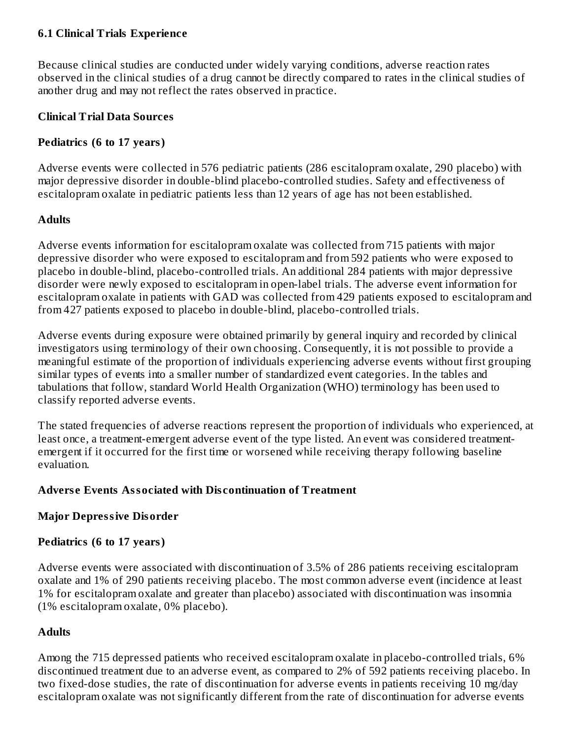### 6.1 Clinical Trials Experience

Because clinical studies are conducted under widely varying conditions, adverse reaction rates observed in the clinical studies of a drug cannot be directly compared to rates in the clinical studies of another drug and may not reflect the rates observed in practice.

**Clinical Trial Data Sources**

**Pediatrics (6 to 17 years)**

Adverse events were collected in 576 pediatric patients (286 escitalopram oxalate, 290 placebo) with major depressive disorder in double-blind placebo-controlled studies. Safety and effectiveness of escitalopram oxalate in pediatric patients less than 12 years of age has not been established.

**Adults**

Adverse events information for escitalopram oxalate was collected from 715 patients with major depressive disorder who were exposed to escitalopram and from 592 patients who were exposed to placebo in double-blind, placebo-controlled trials. An additional 284 patients with major depressive disorder were newly exposed to escitalopram in open-label trials. The adverse event information for escitalopram oxalate in patients with GAD was collected from 429 patients exposed to escitalopram and from 427 patients exposed to placebo in double-blind, placebo-controlled trials.

Adverse events during exposure were obtained primarily by general inquiry and recorded by clinical investigators using terminology of their own choosing. Consequently, it is not possible to provide a meaningful estimate of the proportion of individuals experiencing adverse events without first grouping similar types of events into a smaller number of standardized event categories. In the tables and tabulations that follow, standard World Health Organization (WHO) terminology has been used to classify reported adverse events.

The stated frequencies of adverse reactions represent the proportion of individuals who experienced, at least once, a treatment-emergent adverse event of the type listed. An event was considered treatment-emergent if it occurred for the first time or worsened while receiving therapy following baseline evaluation.

**Adverse Events Associated with Discontinuation of Treatment**

**Major Depressive Disorder**

**Pediatrics (6 to 17 years)**

Adverse events were associated with discontinuation of 3.5% of 286 patients receiving escitalopram oxalate and 1% of 290 patients receiving placebo. The most common adverse event (incidence at least 1% for escitalopram oxalate and greater than placebo) associated with discontinuation was insomnia (1% escitalopram oxalate, 0% placebo).

**Adults**

Among the 715 depressed patients who received escitalopram oxalate in placebo-controlled trials, 6% discontinued treatment due to an adverse event, as compared to 2% of 592 patients receiving placebo. In two fixed-dose studies, the rate of discontinuation for adverse events in patients receiving 10 mg/day escitalopram oxalate was not significantly different from the rate of discontinuation for adverse events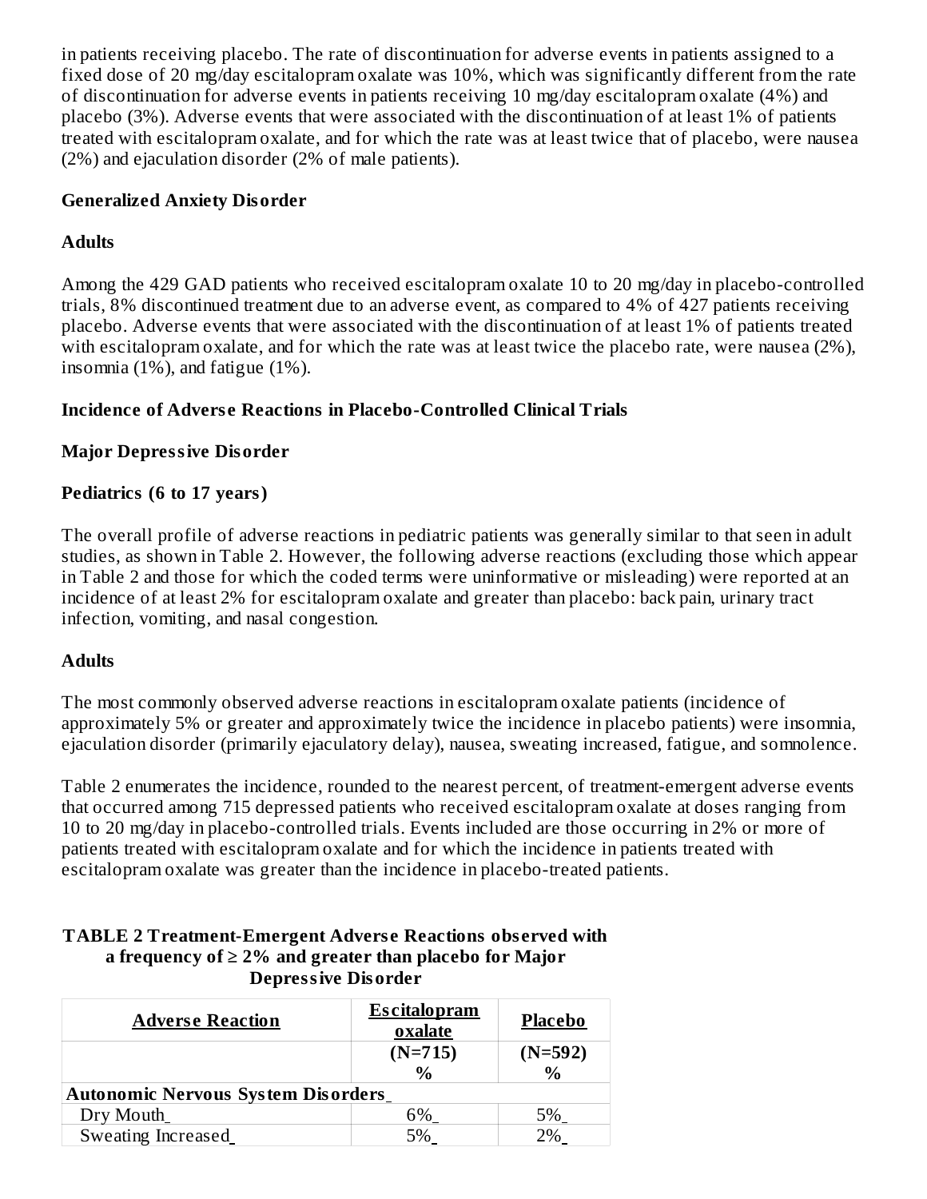in patients receiving placebo. The rate of discontinuation for adverse events in patients assigned to a fixed dose of 20 mg/day escitalopram oxalate was 10%, which was significantly different from the rate of discontinuation for adverse events in patients receiving 10 mg/day escitalopram oxalate (4%) and placebo (3%). Adverse events that were associated with the discontinuation of at least 1% of patients treated with escitalopram oxalate, and for which the rate was at least twice that of placebo, were nausea (2%) and ejaculation disorder (2% of male patients).

**Generalized Anxiety Disorder**

**Adults**

Among the 429 GAD patients who received escitalopram oxalate 10 to 20 mg/day in placebo-controlled trials, 8% discontinued treatment due to an adverse event, as compared to 4% of 427 patients receiving placebo. Adverse events that were associated with the discontinuation of at least 1% of patients treated with escitalopram oxalate, and for which the rate was at least twice the placebo rate, were nausea (2%), insomnia (1%), and fatigue (1%).

**Incidence of Adverse Reactions in Placebo-Controlled Clinical Trials**

**Major Depressive Disorder**

**Pediatrics (6 to 17 years)**

The overall profile of adverse reactions in pediatric patients was generally similar to that seen in adult studies, as shown in Table 2. However, the following adverse reactions (excluding those which appear in Table 2 and those for which the coded terms were uninformative or misleading) were reported at an incidence of at least 2% for escitalopram oxalate and greater than placebo: back pain, urinary tract infection, vomiting, and nasal congestion.

**Adults**

The most commonly observed adverse reactions in escitalopram oxalate patients (incidence of approximately 5% or greater and approximately twice the incidence in placebo patients) were insomnia, ejaculation disorder (primarily ejaculatory delay), nausea, sweating increased, fatigue, and somnolence.

Table 2 enumerates the incidence, rounded to the nearest percent, of treatment-emergent adverse events that occurred among 715 depressed patients who received escitalopram oxalate at doses ranging from 10 to 20 mg/day in placebo-controlled trials. Events included are those occurring in 2% or more of patients treated with escitalopram oxalate and for which the incidence in patients treated with escitalopram oxalate was greater than the incidence in placebo-treated patients.

**TABLE 2 Treatment-Emergent Adverse Reactions observed with a frequency of ≥ 2% and greater than placebo for Major Depressive Disorder**

| Adverse Reaction | Escitalopram oxalate | Placebo |
|---|---|---|
| | (N=715) % | (N=592) % |
| **Autonomic Nervous System Disorders** | | |
| Dry Mouth | 6% | 5% |
| Sweating Increased | 5% | 2% |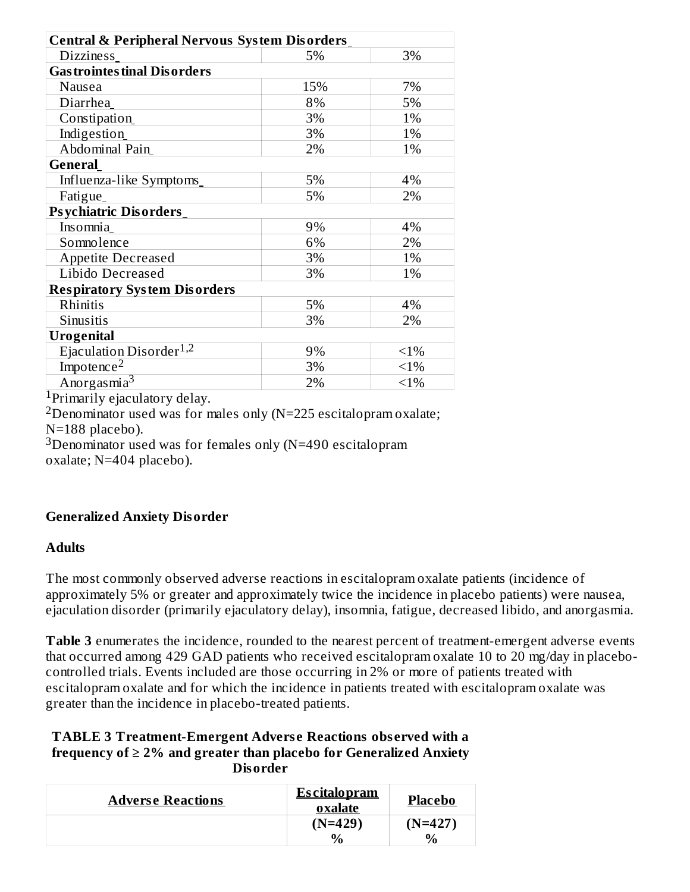| | | |
|---|---|---|
| **Central & Peripheral Nervous System Disorders** | | |
| Dizziness | 5% | 3% |
| **Gastrointestinal Disorders** | | |
| Nausea | 15% | 7% |
| Diarrhea | 8% | 5% |
| Constipation | 3% | 1% |
| Indigestion | 3% | 1% |
| Abdominal Pain | 2% | 1% |
| **General** | | |
| Influenza-like Symptoms | 5% | 4% |
| Fatigue | 5% | 2% |
| **Psychiatric Disorders** | | |
| Insomnia | 9% | 4% |
| Somnolence | 6% | 2% |
| Appetite Decreased | 3% | 1% |
| Libido Decreased | 3% | 1% |
| **Respiratory System Disorders** | | |
| Rhinitis | 5% | 4% |
| Sinusitis | 3% | 2% |
| **Urogenital** | | |
| Ejaculation Disorder[1,2] | 9% | <1% |
| Impotence[2] | 3% | <1% |
| Anorgasmia[3] | 2% | <1% |

[1]Primarily ejaculatory delay.
[2]Denominator used was for males only (N=225 escitalopram oxalate; N=188 placebo).
[3]Denominator used was for females only (N=490 escitalopram oxalate; N=404 placebo).

**Generalized Anxiety Disorder**

**Adults**

The most commonly observed adverse reactions in escitalopram oxalate patients (incidence of approximately 5% or greater and approximately twice the incidence in placebo patients) were nausea, ejaculation disorder (primarily ejaculatory delay), insomnia, fatigue, decreased libido, and anorgasmia.

**Table 3** enumerates the incidence, rounded to the nearest percent of treatment-emergent adverse events that occurred among 429 GAD patients who received escitalopram oxalate 10 to 20 mg/day in placebo-controlled trials. Events included are those occurring in 2% or more of patients treated with escitalopram oxalate and for which the incidence in patients treated with escitalopram oxalate was greater than the incidence in placebo-treated patients.

**TABLE 3 Treatment-Emergent Adverse Reactions observed with a frequency of ≥ 2% and greater than placebo for Generalized Anxiety Disorder**

| Adverse Reactions | Escitalopram oxalate | Placebo |
|---|---|---|
| | (N=429) % | (N=427) % |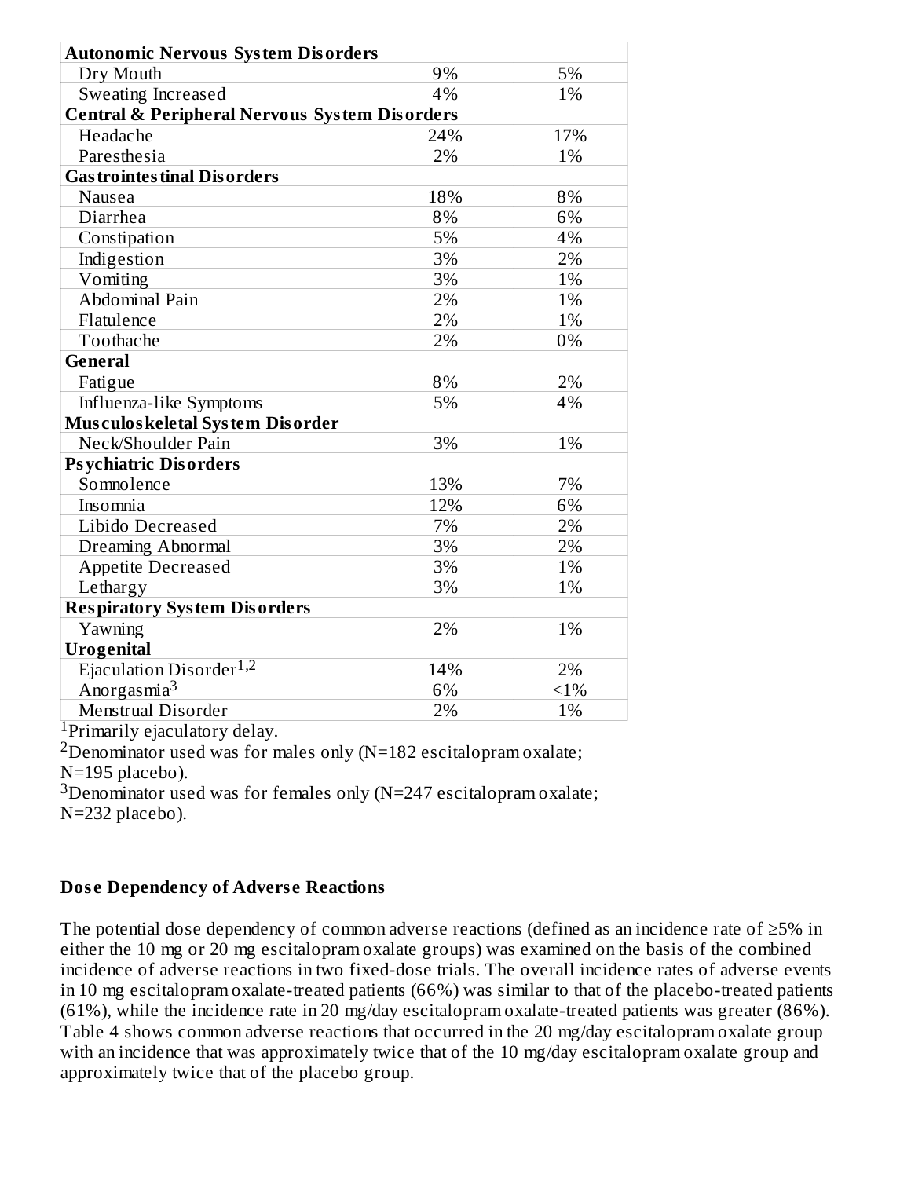| | | |
|---|---|---|
| **Autonomic Nervous System Disorders** | | |
| Dry Mouth | 9% | 5% |
| Sweating Increased | 4% | 1% |
| **Central & Peripheral Nervous System Disorders** | | |
| Headache | 24% | 17% |
| Paresthesia | 2% | 1% |
| **Gastrointestinal Disorders** | | |
| Nausea | 18% | 8% |
| Diarrhea | 8% | 6% |
| Constipation | 5% | 4% |
| Indigestion | 3% | 2% |
| Vomiting | 3% | 1% |
| Abdominal Pain | 2% | 1% |
| Flatulence | 2% | 1% |
| Toothache | 2% | 0% |
| **General** | | |
| Fatigue | 8% | 2% |
| Influenza-like Symptoms | 5% | 4% |
| **Musculoskeletal System Disorder** | | |
| Neck/Shoulder Pain | 3% | 1% |
| **Psychiatric Disorders** | | |
| Somnolence | 13% | 7% |
| Insomnia | 12% | 6% |
| Libido Decreased | 7% | 2% |
| Dreaming Abnormal | 3% | 2% |
| Appetite Decreased | 3% | 1% |
| Lethargy | 3% | 1% |
| **Respiratory System Disorders** | | |
| Yawning | 2% | 1% |
| **Urogenital** | | |
| Ejaculation Disorder[1,2] | 14% | 2% |
| Anorgasmia[3] | 6% | <1% |
| Menstrual Disorder | 2% | 1% |

[1]Primarily ejaculatory delay.
[2]Denominator used was for males only (N=182 escitalopram oxalate; N=195 placebo).
[3]Denominator used was for females only (N=247 escitalopram oxalate; N=232 placebo).

**Dose Dependency of Adverse Reactions**

The potential dose dependency of common adverse reactions (defined as an incidence rate of ≥5% in either the 10 mg or 20 mg escitalopram oxalate groups) was examined on the basis of the combined incidence of adverse reactions in two fixed-dose trials. The overall incidence rates of adverse events in 10 mg escitalopram oxalate-treated patients (66%) was similar to that of the placebo-treated patients (61%), while the incidence rate in 20 mg/day escitalopram oxalate-treated patients was greater (86%). Table 4 shows common adverse reactions that occurred in the 20 mg/day escitalopram oxalate group with an incidence that was approximately twice that of the 10 mg/day escitalopram oxalate group and approximately twice that of the placebo group.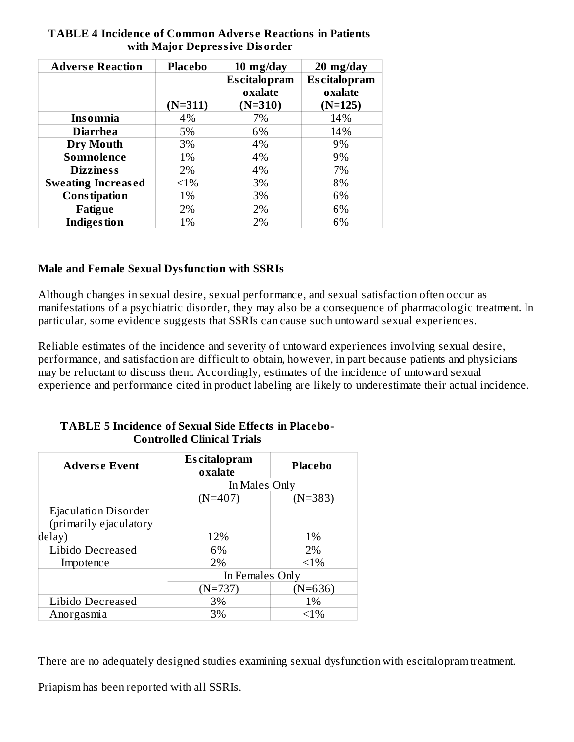**TABLE 4 Incidence of Common Adverse Reactions in Patients with Major Depressive Disorder**

| Adverse Reaction | Placebo | 10 mg/day Escitalopram oxalate | 20 mg/day Escitalopram oxalate |
|---|---|---|---|
| | (N=311) | (N=310) | (N=125) |
| **Insomnia** | 4% | 7% | 14% |
| **Diarrhea** | 5% | 6% | 14% |
| **Dry Mouth** | 3% | 4% | 9% |
| **Somnolence** | 1% | 4% | 9% |
| **Dizziness** | 2% | 4% | 7% |
| **Sweating Increased** | <1% | 3% | 8% |
| **Constipation** | 1% | 3% | 6% |
| **Fatigue** | 2% | 2% | 6% |
| **Indigestion** | 1% | 2% | 6% |

**Male and Female Sexual Dysfunction with SSRIs**

Although changes in sexual desire, sexual performance, and sexual satisfaction often occur as manifestations of a psychiatric disorder, they may also be a consequence of pharmacologic treatment. In particular, some evidence suggests that SSRIs can cause such untoward sexual experiences.

Reliable estimates of the incidence and severity of untoward experiences involving sexual desire, performance, and satisfaction are difficult to obtain, however, in part because patients and physicians may be reluctant to discuss them. Accordingly, estimates of the incidence of untoward sexual experience and performance cited in product labeling are likely to underestimate their actual incidence.

**TABLE 5 Incidence of Sexual Side Effects in Placebo-Controlled Clinical Trials**

| Adverse Event | Escitalopram oxalate | Placebo |
|---|---|---|
| | In Males Only | |
| | (N=407) | (N=383) |
| Ejaculation Disorder (primarily ejaculatory delay) | 12% | 1% |
| Libido Decreased | 6% | 2% |
| Impotence | 2% | <1% |
| | In Females Only | |
| | (N=737) | (N=636) |
| Libido Decreased | 3% | 1% |
| Anorgasmia | 3% | <1% |

There are no adequately designed studies examining sexual dysfunction with escitalopram treatment.

Priapism has been reported with all SSRIs.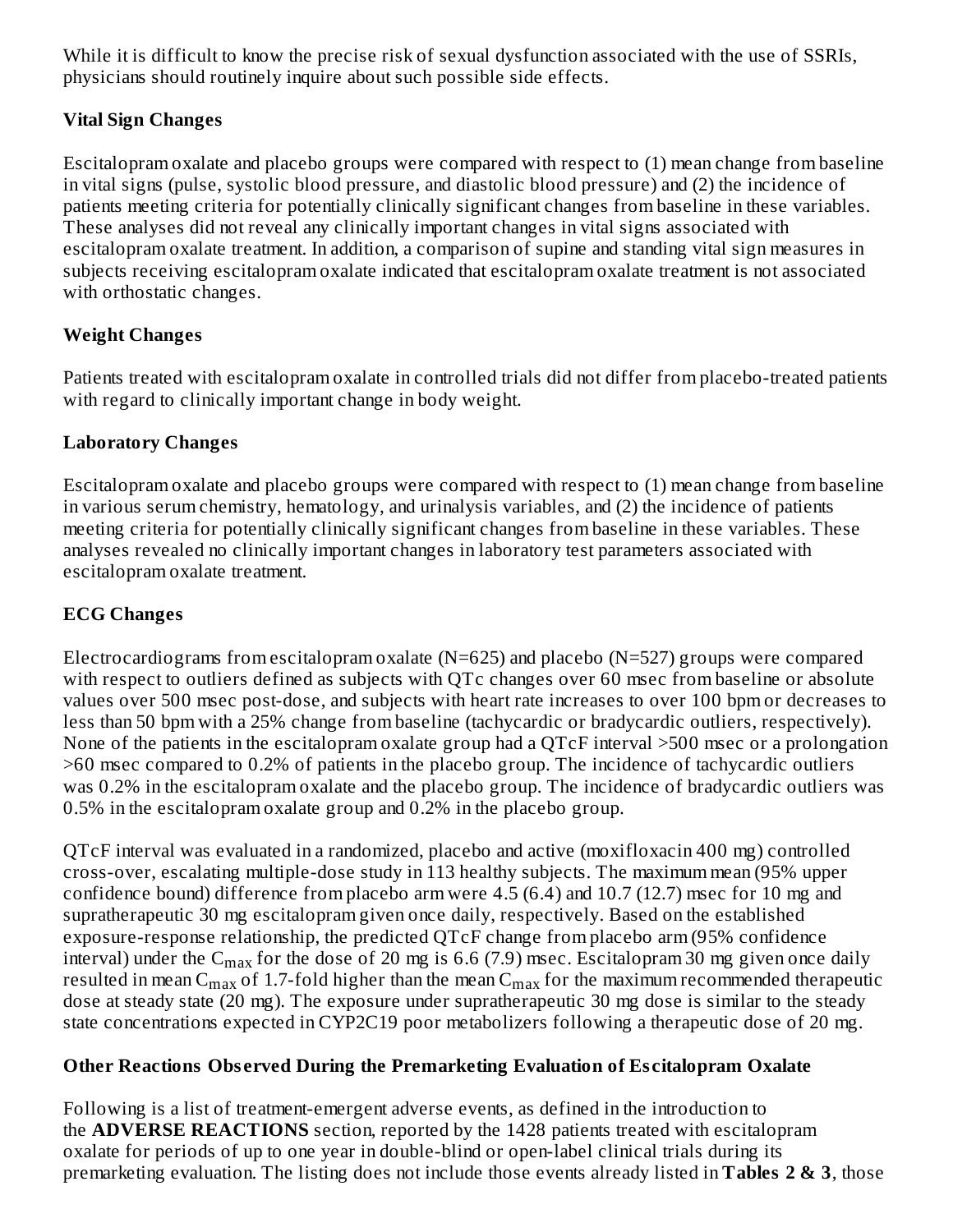While it is difficult to know the precise risk of sexual dysfunction associated with the use of SSRIs, physicians should routinely inquire about such possible side effects.

**Vital Sign Changes**

Escitalopram oxalate and placebo groups were compared with respect to (1) mean change from baseline in vital signs (pulse, systolic blood pressure, and diastolic blood pressure) and (2) the incidence of patients meeting criteria for potentially clinically significant changes from baseline in these variables. These analyses did not reveal any clinically important changes in vital signs associated with escitalopram oxalate treatment. In addition, a comparison of supine and standing vital sign measures in subjects receiving escitalopram oxalate indicated that escitalopram oxalate treatment is not associated with orthostatic changes.

**Weight Changes**

Patients treated with escitalopram oxalate in controlled trials did not differ from placebo-treated patients with regard to clinically important change in body weight.

**Laboratory Changes**

Escitalopram oxalate and placebo groups were compared with respect to (1) mean change from baseline in various serum chemistry, hematology, and urinalysis variables, and (2) the incidence of patients meeting criteria for potentially clinically significant changes from baseline in these variables. These analyses revealed no clinically important changes in laboratory test parameters associated with escitalopram oxalate treatment.

**ECG Changes**

Electrocardiograms from escitalopram oxalate (N=625) and placebo (N=527) groups were compared with respect to outliers defined as subjects with QTc changes over 60 msec from baseline or absolute values over 500 msec post-dose, and subjects with heart rate increases to over 100 bpm or decreases to less than 50 bpm with a 25% change from baseline (tachycardic or bradycardic outliers, respectively). None of the patients in the escitalopram oxalate group had a QTcF interval >500 msec or a prolongation >60 msec compared to 0.2% of patients in the placebo group. The incidence of tachycardic outliers was 0.2% in the escitalopram oxalate and the placebo group. The incidence of bradycardic outliers was 0.5% in the escitalopram oxalate group and 0.2% in the placebo group.

QTcF interval was evaluated in a randomized, placebo and active (moxifloxacin 400 mg) controlled cross-over, escalating multiple-dose study in 113 healthy subjects. The maximum mean (95% upper confidence bound) difference from placebo arm were 4.5 (6.4) and 10.7 (12.7) msec for 10 mg and supratherapeutic 30 mg escitalopram given once daily, respectively. Based on the established exposure-response relationship, the predicted QTcF change from placebo arm (95% confidence interval) under the $C_{max}$ for the dose of 20 mg is 6.6 (7.9) msec. Escitalopram 30 mg given once daily resulted in mean $C_{max}$ of 1.7-fold higher than the mean $C_{max}$ for the maximum recommended therapeutic dose at steady state (20 mg). The exposure under supratherapeutic 30 mg dose is similar to the steady state concentrations expected in CYP2C19 poor metabolizers following a therapeutic dose of 20 mg.

**Other Reactions Observed During the Premarketing Evaluation of Escitalopram Oxalate**

Following is a list of treatment-emergent adverse events, as defined in the introduction to the **ADVERSE REACTIONS** section, reported by the 1428 patients treated with escitalopram oxalate for periods of up to one year in double-blind or open-label clinical trials during its premarketing evaluation. The listing does not include those events already listed in **Tables 2 & 3**, those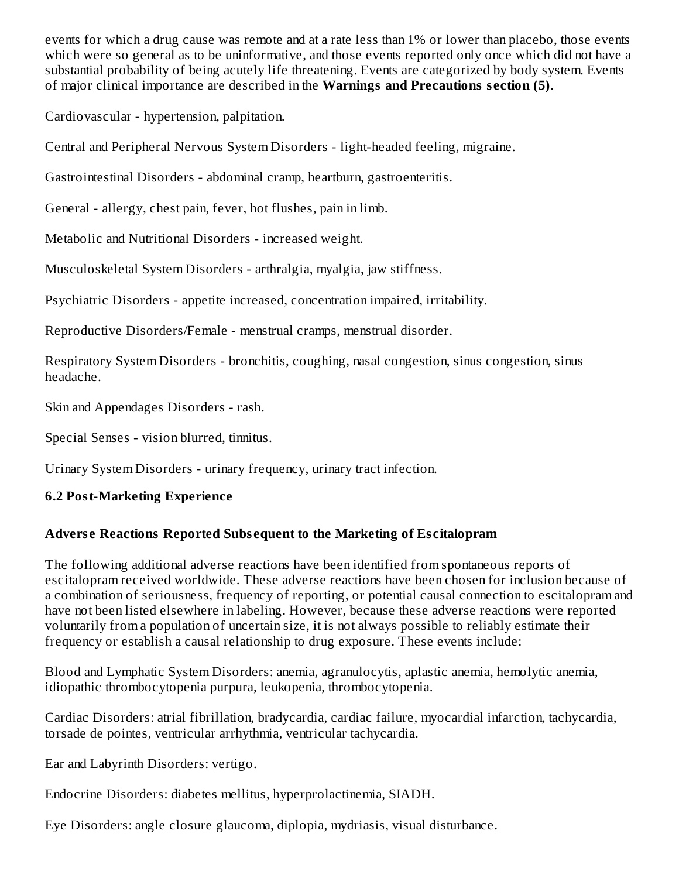events for which a drug cause was remote and at a rate less than 1% or lower than placebo, those events which were so general as to be uninformative, and those events reported only once which did not have a substantial probability of being acutely life threatening. Events are categorized by body system. Events of major clinical importance are described in the **Warnings and Precautions section (5)**.

Cardiovascular - hypertension, palpitation.

Central and Peripheral Nervous System Disorders - light-headed feeling, migraine.

Gastrointestinal Disorders - abdominal cramp, heartburn, gastroenteritis.

General - allergy, chest pain, fever, hot flushes, pain in limb.

Metabolic and Nutritional Disorders - increased weight.

Musculoskeletal System Disorders - arthralgia, myalgia, jaw stiffness.

Psychiatric Disorders - appetite increased, concentration impaired, irritability.

Reproductive Disorders/Female - menstrual cramps, menstrual disorder.

Respiratory System Disorders - bronchitis, coughing, nasal congestion, sinus congestion, sinus headache.

Skin and Appendages Disorders - rash.

Special Senses - vision blurred, tinnitus.

Urinary System Disorders - urinary frequency, urinary tract infection.

### 6.2 Post-Marketing Experience

**Adverse Reactions Reported Subsequent to the Marketing of Escitalopram**

The following additional adverse reactions have been identified from spontaneous reports of escitalopram received worldwide. These adverse reactions have been chosen for inclusion because of a combination of seriousness, frequency of reporting, or potential causal connection to escitalopram and have not been listed elsewhere in labeling. However, because these adverse reactions were reported voluntarily from a population of uncertain size, it is not always possible to reliably estimate their frequency or establish a causal relationship to drug exposure. These events include:

Blood and Lymphatic System Disorders: anemia, agranulocytis, aplastic anemia, hemolytic anemia, idiopathic thrombocytopenia purpura, leukopenia, thrombocytopenia.

Cardiac Disorders: atrial fibrillation, bradycardia, cardiac failure, myocardial infarction, tachycardia, torsade de pointes, ventricular arrhythmia, ventricular tachycardia.

Ear and Labyrinth Disorders: vertigo.

Endocrine Disorders: diabetes mellitus, hyperprolactinemia, SIADH.

Eye Disorders: angle closure glaucoma, diplopia, mydriasis, visual disturbance.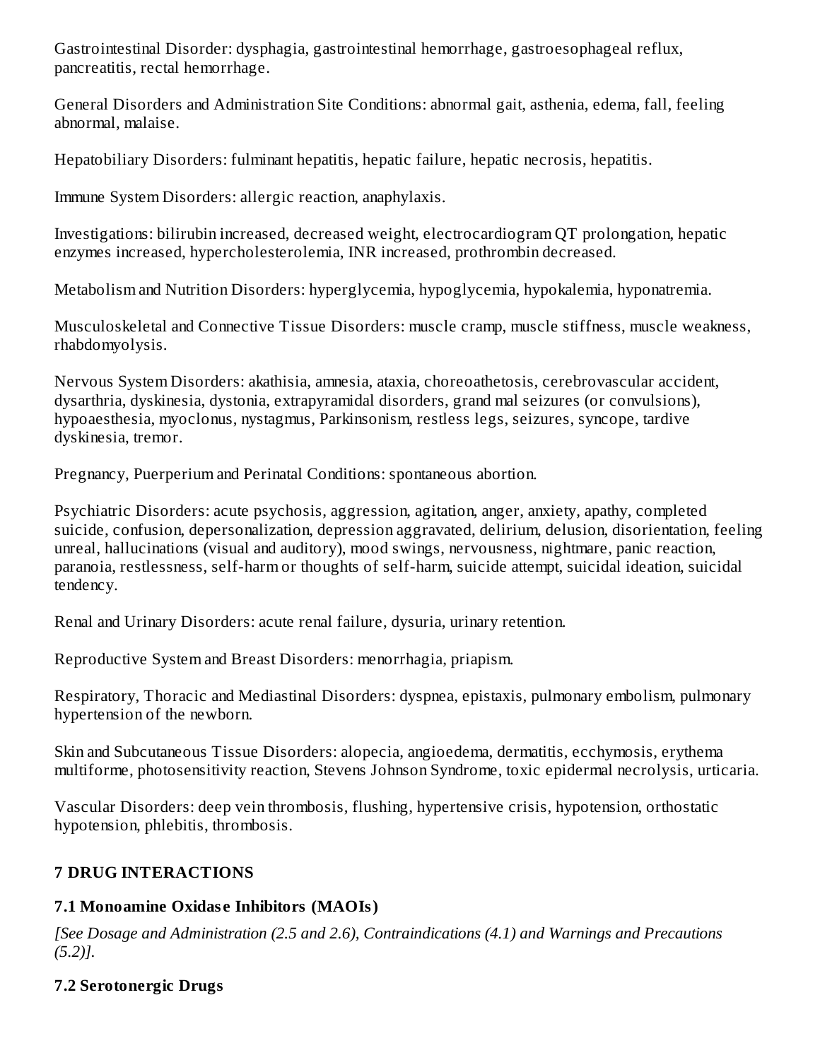Gastrointestinal Disorder: dysphagia, gastrointestinal hemorrhage, gastroesophageal reflux, pancreatitis, rectal hemorrhage.

General Disorders and Administration Site Conditions: abnormal gait, asthenia, edema, fall, feeling abnormal, malaise.

Hepatobiliary Disorders: fulminant hepatitis, hepatic failure, hepatic necrosis, hepatitis.

Immune System Disorders: allergic reaction, anaphylaxis.

Investigations: bilirubin increased, decreased weight, electrocardiogram QT prolongation, hepatic enzymes increased, hypercholesterolemia, INR increased, prothrombin decreased.

Metabolism and Nutrition Disorders: hyperglycemia, hypoglycemia, hypokalemia, hyponatremia.

Musculoskeletal and Connective Tissue Disorders: muscle cramp, muscle stiffness, muscle weakness, rhabdomyolysis.

Nervous System Disorders: akathisia, amnesia, ataxia, choreoathetosis, cerebrovascular accident, dysarthria, dyskinesia, dystonia, extrapyramidal disorders, grand mal seizures (or convulsions), hypoaesthesia, myoclonus, nystagmus, Parkinsonism, restless legs, seizures, syncope, tardive dyskinesia, tremor.

Pregnancy, Puerperium and Perinatal Conditions: spontaneous abortion.

Psychiatric Disorders: acute psychosis, aggression, agitation, anger, anxiety, apathy, completed suicide, confusion, depersonalization, depression aggravated, delirium, delusion, disorientation, feeling unreal, hallucinations (visual and auditory), mood swings, nervousness, nightmare, panic reaction, paranoia, restlessness, self-harm or thoughts of self-harm, suicide attempt, suicidal ideation, suicidal tendency.

Renal and Urinary Disorders: acute renal failure, dysuria, urinary retention.

Reproductive System and Breast Disorders: menorrhagia, priapism.

Respiratory, Thoracic and Mediastinal Disorders: dyspnea, epistaxis, pulmonary embolism, pulmonary hypertension of the newborn.

Skin and Subcutaneous Tissue Disorders: alopecia, angioedema, dermatitis, ecchymosis, erythema multiforme, photosensitivity reaction, Stevens Johnson Syndrome, toxic epidermal necrolysis, urticaria.

Vascular Disorders: deep vein thrombosis, flushing, hypertensive crisis, hypotension, orthostatic hypotension, phlebitis, thrombosis.

## 7 DRUG INTERACTIONS

### 7.1 Monoamine Oxidase Inhibitors (MAOIs)

*[See Dosage and Administration (2.5 and 2.6), Contraindications (4.1) and Warnings and Precautions (5.2)].*

### 7.2 Serotonergic Drugs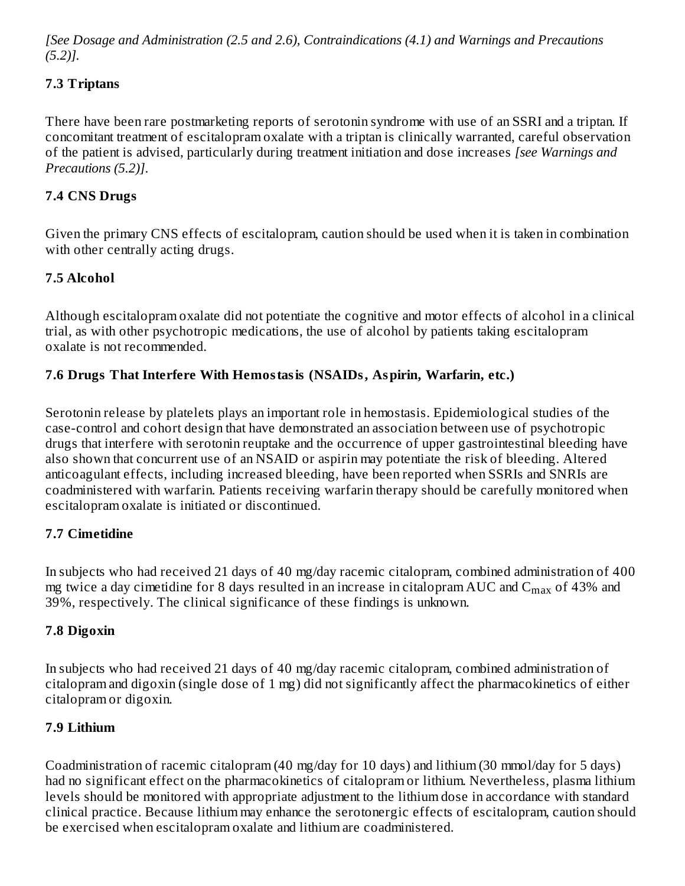*[See Dosage and Administration (2.5 and 2.6), Contraindications (4.1) and Warnings and Precautions (5.2)].*

### 7.3 Triptans

There have been rare postmarketing reports of serotonin syndrome with use of an SSRI and a triptan. If concomitant treatment of escitalopram oxalate with a triptan is clinically warranted, careful observation of the patient is advised, particularly during treatment initiation and dose increases *[see Warnings and Precautions (5.2)]*.

### 7.4 CNS Drugs

Given the primary CNS effects of escitalopram, caution should be used when it is taken in combination with other centrally acting drugs.

### 7.5 Alcohol

Although escitalopram oxalate did not potentiate the cognitive and motor effects of alcohol in a clinical trial, as with other psychotropic medications, the use of alcohol by patients taking escitalopram oxalate is not recommended.

### 7.6 Drugs That Interfere With Hemostasis (NSAIDs, Aspirin, Warfarin, etc.)

Serotonin release by platelets plays an important role in hemostasis. Epidemiological studies of the case-control and cohort design that have demonstrated an association between use of psychotropic drugs that interfere with serotonin reuptake and the occurrence of upper gastrointestinal bleeding have also shown that concurrent use of an NSAID or aspirin may potentiate the risk of bleeding. Altered anticoagulant effects, including increased bleeding, have been reported when SSRIs and SNRIs are coadministered with warfarin. Patients receiving warfarin therapy should be carefully monitored when escitalopram oxalate is initiated or discontinued.

### 7.7 Cimetidine

In subjects who had received 21 days of 40 mg/day racemic citalopram, combined administration of 400 mg twice a day cimetidine for 8 days resulted in an increase in citalopram AUC and $C_{max}$ of 43% and 39%, respectively. The clinical significance of these findings is unknown.

### 7.8 Digoxin

In subjects who had received 21 days of 40 mg/day racemic citalopram, combined administration of citalopram and digoxin (single dose of 1 mg) did not significantly affect the pharmacokinetics of either citalopram or digoxin.

### 7.9 Lithium

Coadministration of racemic citalopram (40 mg/day for 10 days) and lithium (30 mmol/day for 5 days) had no significant effect on the pharmacokinetics of citalopram or lithium. Nevertheless, plasma lithium levels should be monitored with appropriate adjustment to the lithium dose in accordance with standard clinical practice. Because lithium may enhance the serotonergic effects of escitalopram, caution should be exercised when escitalopram oxalate and lithium are coadministered.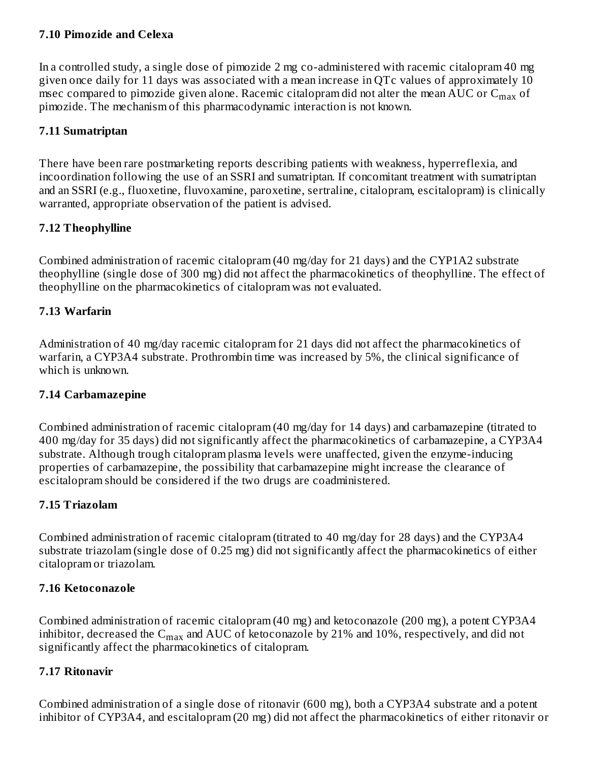### 7.10 Pimozide and Celexa

In a controlled study, a single dose of pimozide 2 mg co-administered with racemic citalopram 40 mg given once daily for 11 days was associated with a mean increase in QTc values of approximately 10 msec compared to pimozide given alone. Racemic citalopram did not alter the mean AUC or $C_{max}$ of pimozide. The mechanism of this pharmacodynamic interaction is not known.

### 7.11 Sumatriptan

There have been rare postmarketing reports describing patients with weakness, hyperreflexia, and incoordination following the use of an SSRI and sumatriptan. If concomitant treatment with sumatriptan and an SSRI (e.g., fluoxetine, fluvoxamine, paroxetine, sertraline, citalopram, escitalopram) is clinically warranted, appropriate observation of the patient is advised.

### 7.12 Theophylline

Combined administration of racemic citalopram (40 mg/day for 21 days) and the CYP1A2 substrate theophylline (single dose of 300 mg) did not affect the pharmacokinetics of theophylline. The effect of theophylline on the pharmacokinetics of citalopram was not evaluated.

### 7.13 Warfarin

Administration of 40 mg/day racemic citalopram for 21 days did not affect the pharmacokinetics of warfarin, a CYP3A4 substrate. Prothrombin time was increased by 5%, the clinical significance of which is unknown.

### 7.14 Carbamazepine

Combined administration of racemic citalopram (40 mg/day for 14 days) and carbamazepine (titrated to 400 mg/day for 35 days) did not significantly affect the pharmacokinetics of carbamazepine, a CYP3A4 substrate. Although trough citalopram plasma levels were unaffected, given the enzyme-inducing properties of carbamazepine, the possibility that carbamazepine might increase the clearance of escitalopram should be considered if the two drugs are coadministered.

### 7.15 Triazolam

Combined administration of racemic citalopram (titrated to 40 mg/day for 28 days) and the CYP3A4 substrate triazolam (single dose of 0.25 mg) did not significantly affect the pharmacokinetics of either citalopram or triazolam.

### 7.16 Ketoconazole

Combined administration of racemic citalopram (40 mg) and ketoconazole (200 mg), a potent CYP3A4 inhibitor, decreased the $C_{max}$ and AUC of ketoconazole by 21% and 10%, respectively, and did not significantly affect the pharmacokinetics of citalopram.

### 7.17 Ritonavir

Combined administration of a single dose of ritonavir (600 mg), both a CYP3A4 substrate and a potent inhibitor of CYP3A4, and escitalopram (20 mg) did not affect the pharmacokinetics of either ritonavir or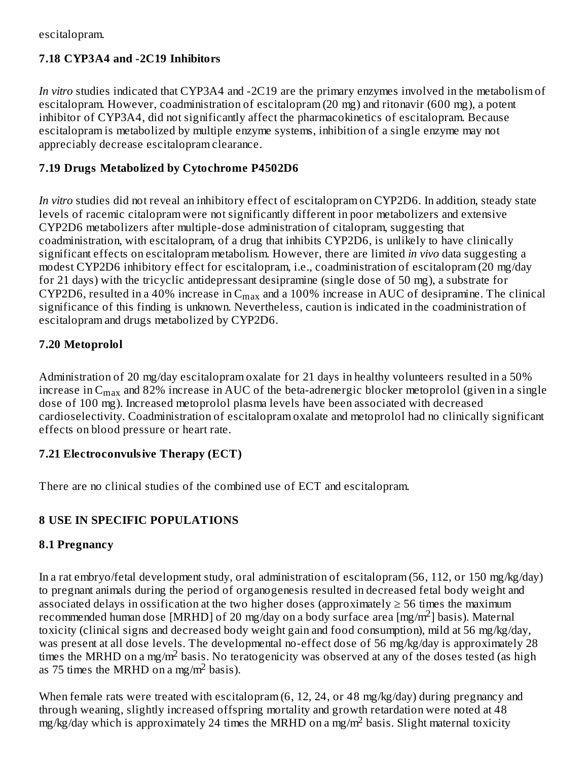escitalopram.

### 7.18 CYP3A4 and -2C19 Inhibitors

*In vitro* studies indicated that CYP3A4 and -2C19 are the primary enzymes involved in the metabolism of escitalopram. However, coadministration of escitalopram (20 mg) and ritonavir (600 mg), a potent inhibitor of CYP3A4, did not significantly affect the pharmacokinetics of escitalopram. Because escitalopram is metabolized by multiple enzyme systems, inhibition of a single enzyme may not appreciably decrease escitalopram clearance.

### 7.19 Drugs Metabolized by Cytochrome P4502D6

*In vitro* studies did not reveal an inhibitory effect of escitalopram on CYP2D6. In addition, steady state levels of racemic citalopram were not significantly different in poor metabolizers and extensive CYP2D6 metabolizers after multiple-dose administration of citalopram, suggesting that coadministration, with escitalopram, of a drug that inhibits CYP2D6, is unlikely to have clinically significant effects on escitalopram metabolism. However, there are limited *in vivo* data suggesting a modest CYP2D6 inhibitory effect for escitalopram, i.e., coadministration of escitalopram (20 mg/day for 21 days) with the tricyclic antidepressant desipramine (single dose of 50 mg), a substrate for CYP2D6, resulted in a 40% increase in $C_{max}$ and a 100% increase in AUC of desipramine. The clinical significance of this finding is unknown. Nevertheless, caution is indicated in the coadministration of escitalopram and drugs metabolized by CYP2D6.

### 7.20 Metoprolol

Administration of 20 mg/day escitalopram oxalate for 21 days in healthy volunteers resulted in a 50% increase in $C_{max}$ and 82% increase in AUC of the beta-adrenergic blocker metoprolol (given in a single dose of 100 mg). Increased metoprolol plasma levels have been associated with decreased cardioselectivity. Coadministration of escitalopram oxalate and metoprolol had no clinically significant effects on blood pressure or heart rate.

### 7.21 Electroconvulsive Therapy (ECT)

There are no clinical studies of the combined use of ECT and escitalopram.

## 8 USE IN SPECIFIC POPULATIONS

### 8.1 Pregnancy

In a rat embryo/fetal development study, oral administration of escitalopram (56, 112, or 150 mg/kg/day) to pregnant animals during the period of organogenesis resulted in decreased fetal body weight and associated delays in ossification at the two higher doses (approximately ≥ 56 times the maximum recommended human dose [MRHD] of 20 mg/day on a body surface area [mg/m$^2$] basis). Maternal toxicity (clinical signs and decreased body weight gain and food consumption), mild at 56 mg/kg/day, was present at all dose levels. The developmental no-effect dose of 56 mg/kg/day is approximately 28 times the MRHD on a mg/m$^2$ basis. No teratogenicity was observed at any of the doses tested (as high as 75 times the MRHD on a mg/m$^2$ basis).

When female rats were treated with escitalopram (6, 12, 24, or 48 mg/kg/day) during pregnancy and through weaning, slightly increased offspring mortality and growth retardation were noted at 48 mg/kg/day which is approximately 24 times the MRHD on a mg/m$^2$ basis. Slight maternal toxicity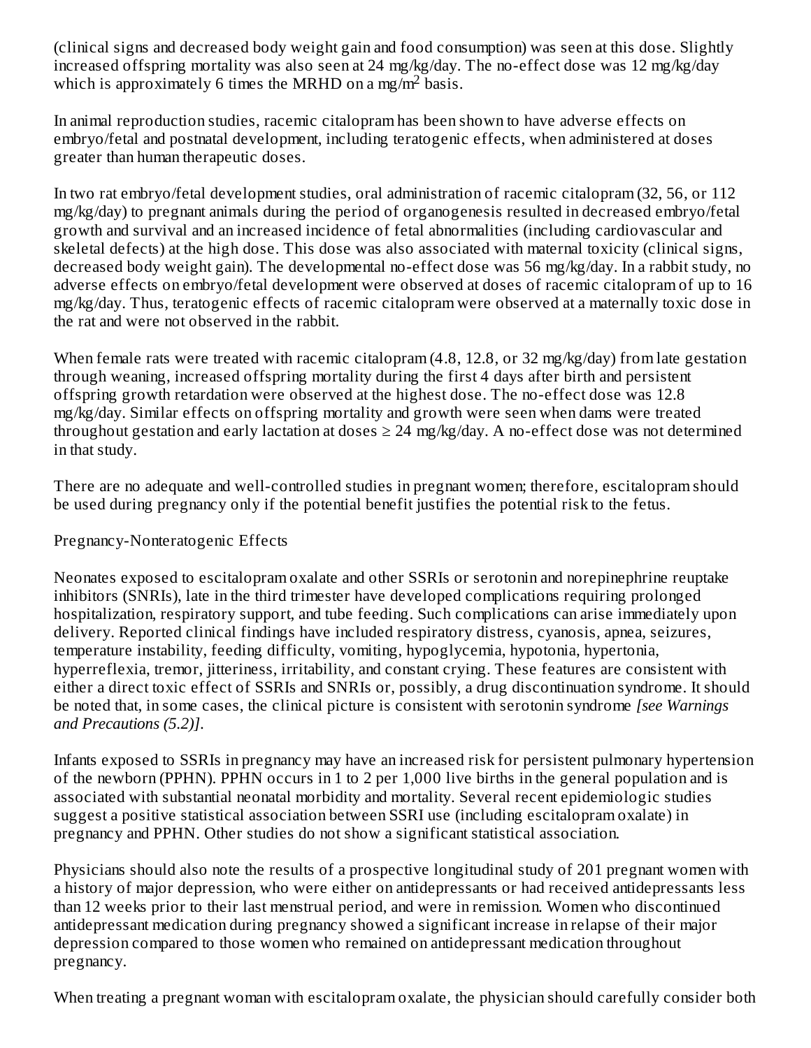(clinical signs and decreased body weight gain and food consumption) was seen at this dose. Slightly increased offspring mortality was also seen at 24 mg/kg/day. The no-effect dose was 12 mg/kg/day which is approximately 6 times the MRHD on a mg/m$^2$ basis.

In animal reproduction studies, racemic citalopram has been shown to have adverse effects on embryo/fetal and postnatal development, including teratogenic effects, when administered at doses greater than human therapeutic doses.

In two rat embryo/fetal development studies, oral administration of racemic citalopram (32, 56, or 112 mg/kg/day) to pregnant animals during the period of organogenesis resulted in decreased embryo/fetal growth and survival and an increased incidence of fetal abnormalities (including cardiovascular and skeletal defects) at the high dose. This dose was also associated with maternal toxicity (clinical signs, decreased body weight gain). The developmental no-effect dose was 56 mg/kg/day. In a rabbit study, no adverse effects on embryo/fetal development were observed at doses of racemic citalopram of up to 16 mg/kg/day. Thus, teratogenic effects of racemic citalopram were observed at a maternally toxic dose in the rat and were not observed in the rabbit.

When female rats were treated with racemic citalopram (4.8, 12.8, or 32 mg/kg/day) from late gestation through weaning, increased offspring mortality during the first 4 days after birth and persistent offspring growth retardation were observed at the highest dose. The no-effect dose was 12.8 mg/kg/day. Similar effects on offspring mortality and growth were seen when dams were treated throughout gestation and early lactation at doses ≥ 24 mg/kg/day. A no-effect dose was not determined in that study.

There are no adequate and well-controlled studies in pregnant women; therefore, escitalopram should be used during pregnancy only if the potential benefit justifies the potential risk to the fetus.

Pregnancy-Nonteratogenic Effects

Neonates exposed to escitalopram oxalate and other SSRIs or serotonin and norepinephrine reuptake inhibitors (SNRIs), late in the third trimester have developed complications requiring prolonged hospitalization, respiratory support, and tube feeding. Such complications can arise immediately upon delivery. Reported clinical findings have included respiratory distress, cyanosis, apnea, seizures, temperature instability, feeding difficulty, vomiting, hypoglycemia, hypotonia, hypertonia, hyperreflexia, tremor, jitteriness, irritability, and constant crying. These features are consistent with either a direct toxic effect of SSRIs and SNRIs or, possibly, a drug discontinuation syndrome. It should be noted that, in some cases, the clinical picture is consistent with serotonin syndrome *[see Warnings and Precautions (5.2)]*.

Infants exposed to SSRIs in pregnancy may have an increased risk for persistent pulmonary hypertension of the newborn (PPHN). PPHN occurs in 1 to 2 per 1,000 live births in the general population and is associated with substantial neonatal morbidity and mortality. Several recent epidemiologic studies suggest a positive statistical association between SSRI use (including escitalopram oxalate) in pregnancy and PPHN. Other studies do not show a significant statistical association.

Physicians should also note the results of a prospective longitudinal study of 201 pregnant women with a history of major depression, who were either on antidepressants or had received antidepressants less than 12 weeks prior to their last menstrual period, and were in remission. Women who discontinued antidepressant medication during pregnancy showed a significant increase in relapse of their major depression compared to those women who remained on antidepressant medication throughout pregnancy.

When treating a pregnant woman with escitalopram oxalate, the physician should carefully consider both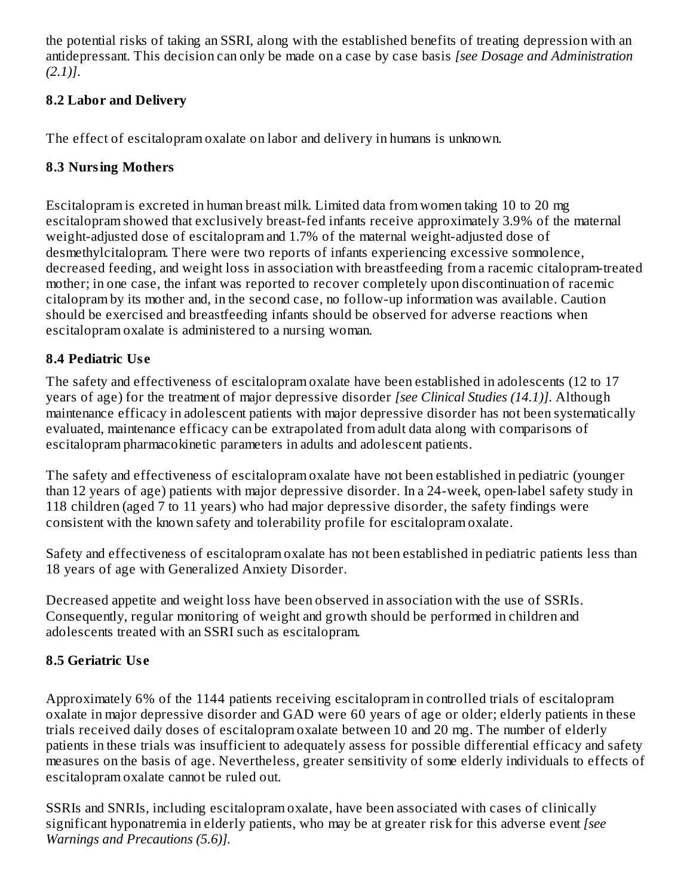the potential risks of taking an SSRI, along with the established benefits of treating depression with an antidepressant. This decision can only be made on a case by case basis *[see Dosage and Administration (2.1)]*.

### 8.2 Labor and Delivery

The effect of escitalopram oxalate on labor and delivery in humans is unknown.

### 8.3 Nursing Mothers

Escitalopram is excreted in human breast milk. Limited data from women taking 10 to 20 mg escitalopram showed that exclusively breast-fed infants receive approximately 3.9% of the maternal weight-adjusted dose of escitalopram and 1.7% of the maternal weight-adjusted dose of desmethylcitalopram. There were two reports of infants experiencing excessive somnolence, decreased feeding, and weight loss in association with breastfeeding from a racemic citalopram-treated mother; in one case, the infant was reported to recover completely upon discontinuation of racemic citalopram by its mother and, in the second case, no follow-up information was available. Caution should be exercised and breastfeeding infants should be observed for adverse reactions when escitalopram oxalate is administered to a nursing woman.

### 8.4 Pediatric Use

The safety and effectiveness of escitalopram oxalate have been established in adolescents (12 to 17 years of age) for the treatment of major depressive disorder *[see Clinical Studies (14.1)]*. Although maintenance efficacy in adolescent patients with major depressive disorder has not been systematically evaluated, maintenance efficacy can be extrapolated from adult data along with comparisons of escitalopram pharmacokinetic parameters in adults and adolescent patients.

The safety and effectiveness of escitalopram oxalate have not been established in pediatric (younger than 12 years of age) patients with major depressive disorder. In a 24-week, open-label safety study in 118 children (aged 7 to 11 years) who had major depressive disorder, the safety findings were consistent with the known safety and tolerability profile for escitalopram oxalate.

Safety and effectiveness of escitalopram oxalate has not been established in pediatric patients less than 18 years of age with Generalized Anxiety Disorder.

Decreased appetite and weight loss have been observed in association with the use of SSRIs. Consequently, regular monitoring of weight and growth should be performed in children and adolescents treated with an SSRI such as escitalopram.

### 8.5 Geriatric Use

Approximately 6% of the 1144 patients receiving escitalopram in controlled trials of escitalopram oxalate in major depressive disorder and GAD were 60 years of age or older; elderly patients in these trials received daily doses of escitalopram oxalate between 10 and 20 mg. The number of elderly patients in these trials was insufficient to adequately assess for possible differential efficacy and safety measures on the basis of age. Nevertheless, greater sensitivity of some elderly individuals to effects of escitalopram oxalate cannot be ruled out.

SSRIs and SNRIs, including escitalopram oxalate, have been associated with cases of clinically significant hyponatremia in elderly patients, who may be at greater risk for this adverse event *[see Warnings and Precautions (5.6)]*.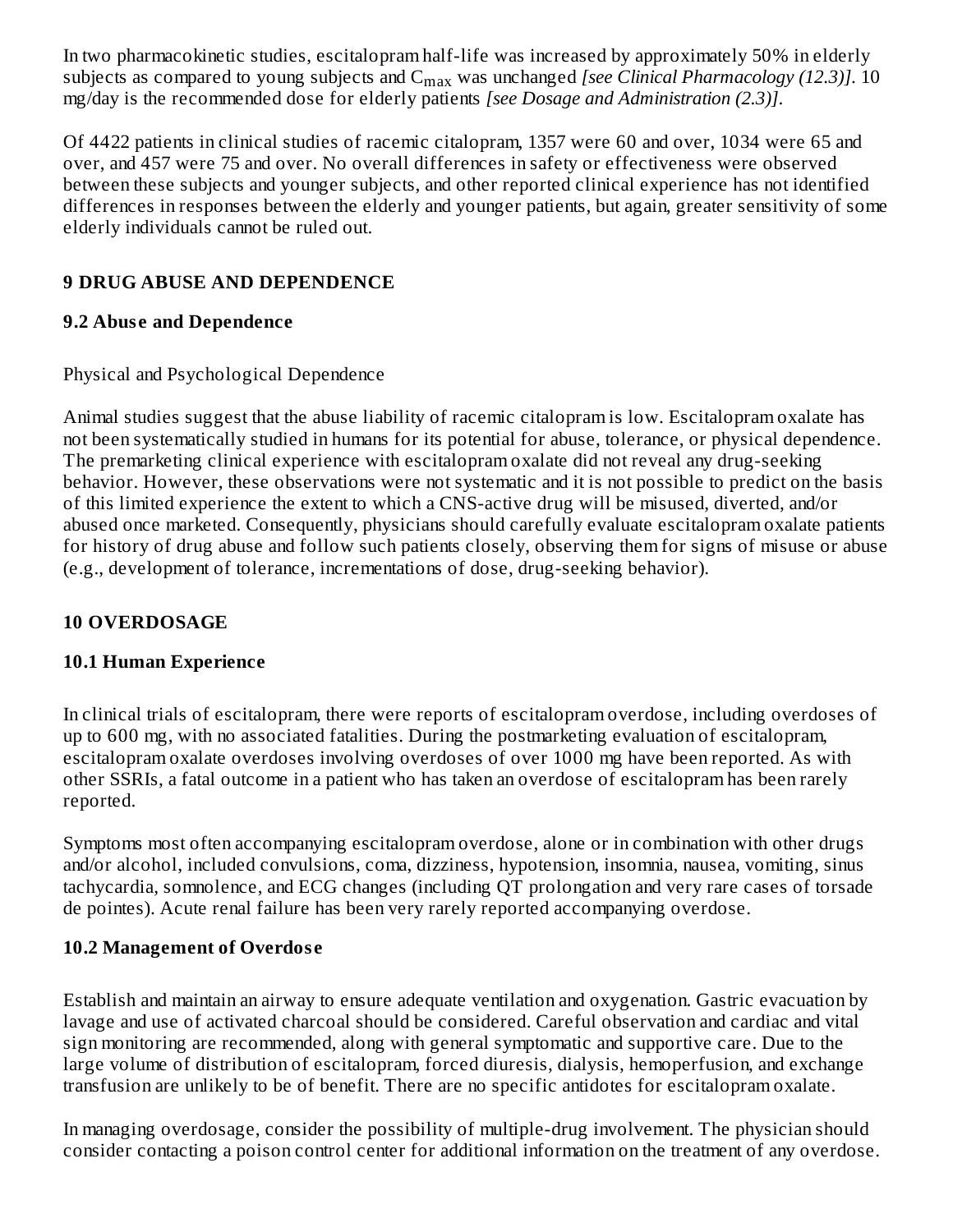In two pharmacokinetic studies, escitalopram half-life was increased by approximately 50% in elderly subjects as compared to young subjects and $C_{max}$ was unchanged *[see Clinical Pharmacology (12.3)]*. 10 mg/day is the recommended dose for elderly patients *[see Dosage and Administration (2.3)]*.

Of 4422 patients in clinical studies of racemic citalopram, 1357 were 60 and over, 1034 were 65 and over, and 457 were 75 and over. No overall differences in safety or effectiveness were observed between these subjects and younger subjects, and other reported clinical experience has not identified differences in responses between the elderly and younger patients, but again, greater sensitivity of some elderly individuals cannot be ruled out.

## 9 DRUG ABUSE AND DEPENDENCE

### 9.2 Abuse and Dependence

Physical and Psychological Dependence

Animal studies suggest that the abuse liability of racemic citalopram is low. Escitalopram oxalate has not been systematically studied in humans for its potential for abuse, tolerance, or physical dependence. The premarketing clinical experience with escitalopram oxalate did not reveal any drug-seeking behavior. However, these observations were not systematic and it is not possible to predict on the basis of this limited experience the extent to which a CNS-active drug will be misused, diverted, and/or abused once marketed. Consequently, physicians should carefully evaluate escitalopram oxalate patients for history of drug abuse and follow such patients closely, observing them for signs of misuse or abuse (e.g., development of tolerance, incrementations of dose, drug-seeking behavior).

## 10 OVERDOSAGE

### 10.1 Human Experience

In clinical trials of escitalopram, there were reports of escitalopram overdose, including overdoses of up to 600 mg, with no associated fatalities. During the postmarketing evaluation of escitalopram, escitalopram oxalate overdoses involving overdoses of over 1000 mg have been reported. As with other SSRIs, a fatal outcome in a patient who has taken an overdose of escitalopram has been rarely reported.

Symptoms most often accompanying escitalopram overdose, alone or in combination with other drugs and/or alcohol, included convulsions, coma, dizziness, hypotension, insomnia, nausea, vomiting, sinus tachycardia, somnolence, and ECG changes (including QT prolongation and very rare cases of torsade de pointes). Acute renal failure has been very rarely reported accompanying overdose.

### 10.2 Management of Overdose

Establish and maintain an airway to ensure adequate ventilation and oxygenation. Gastric evacuation by lavage and use of activated charcoal should be considered. Careful observation and cardiac and vital sign monitoring are recommended, along with general symptomatic and supportive care. Due to the large volume of distribution of escitalopram, forced diuresis, dialysis, hemoperfusion, and exchange transfusion are unlikely to be of benefit. There are no specific antidotes for escitalopram oxalate.

In managing overdosage, consider the possibility of multiple-drug involvement. The physician should consider contacting a poison control center for additional information on the treatment of any overdose.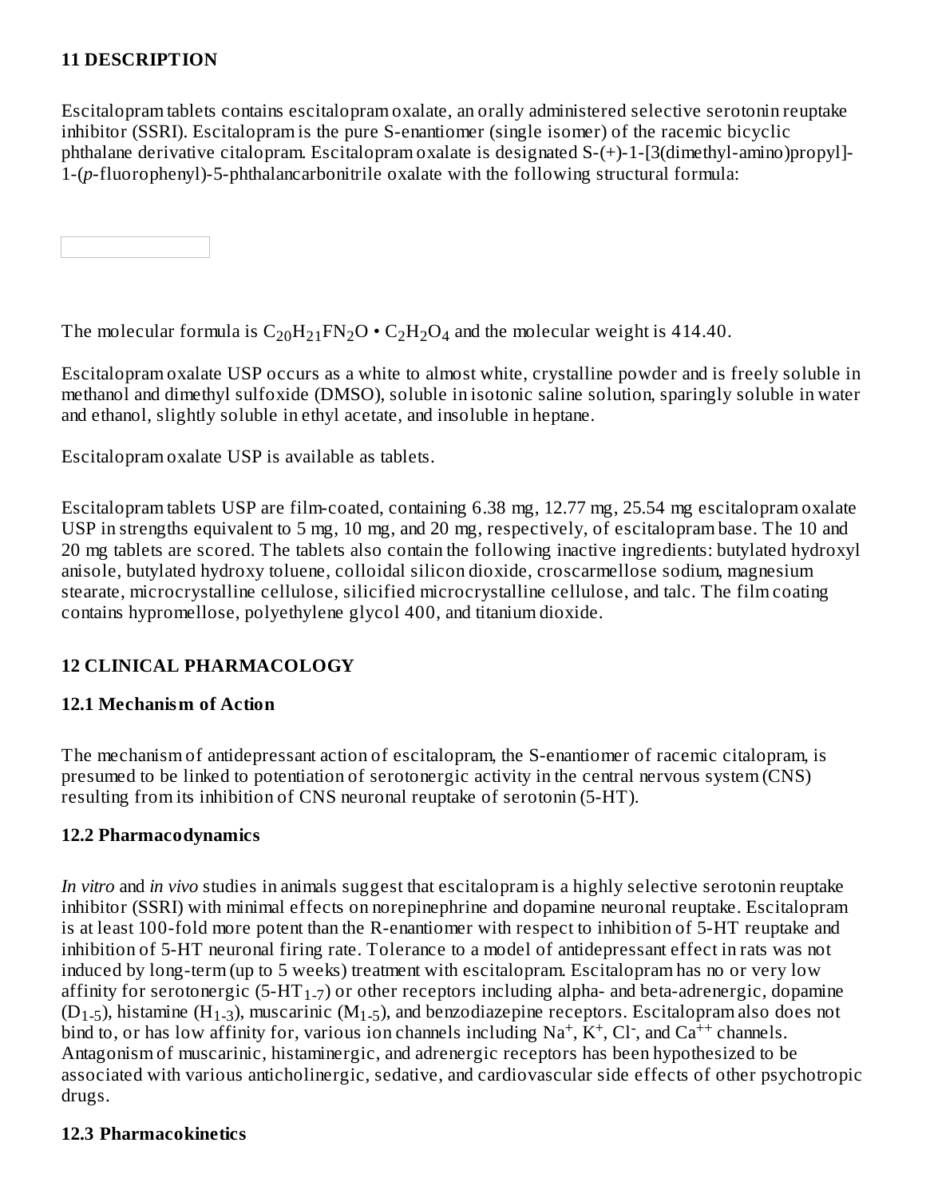## 11 DESCRIPTION

Escitalopram tablets contains escitalopram oxalate, an orally administered selective serotonin reuptake inhibitor (SSRI). Escitalopram is the pure S-enantiomer (single isomer) of the racemic bicyclic phthalane derivative citalopram. Escitalopram oxalate is designated S-(+)-1-[3(dimethyl-amino)propyl]-1-(*p*-fluorophenyl)-5-phthalancarbonitrile oxalate with the following structural formula:

The molecular formula is $C_{20}H_{21}FN_2O \cdot C_2H_2O_4$ and the molecular weight is 414.40.

Escitalopram oxalate USP occurs as a white to almost white, crystalline powder and is freely soluble in methanol and dimethyl sulfoxide (DMSO), soluble in isotonic saline solution, sparingly soluble in water and ethanol, slightly soluble in ethyl acetate, and insoluble in heptane.

Escitalopram oxalate USP is available as tablets.

Escitalopram tablets USP are film-coated, containing 6.38 mg, 12.77 mg, 25.54 mg escitalopram oxalate USP in strengths equivalent to 5 mg, 10 mg, and 20 mg, respectively, of escitalopram base. The 10 and 20 mg tablets are scored. The tablets also contain the following inactive ingredients: butylated hydroxyl anisole, butylated hydroxy toluene, colloidal silicon dioxide, croscarmellose sodium, magnesium stearate, microcrystalline cellulose, silicified microcrystalline cellulose, and talc. The film coating contains hypromellose, polyethylene glycol 400, and titanium dioxide.

## 12 CLINICAL PHARMACOLOGY

### 12.1 Mechanism of Action

The mechanism of antidepressant action of escitalopram, the S-enantiomer of racemic citalopram, is presumed to be linked to potentiation of serotonergic activity in the central nervous system (CNS) resulting from its inhibition of CNS neuronal reuptake of serotonin (5-HT).

### 12.2 Pharmacodynamics

*In vitro* and *in vivo* studies in animals suggest that escitalopram is a highly selective serotonin reuptake inhibitor (SSRI) with minimal effects on norepinephrine and dopamine neuronal reuptake. Escitalopram is at least 100-fold more potent than the R-enantiomer with respect to inhibition of 5-HT reuptake and inhibition of 5-HT neuronal firing rate. Tolerance to a model of antidepressant effect in rats was not induced by long-term (up to 5 weeks) treatment with escitalopram. Escitalopram has no or very low affinity for serotonergic ($5\text{-}HT_{1\text{-}7}$) or other receptors including alpha- and beta-adrenergic, dopamine ($D_{1\text{-}5}$), histamine ($H_{1\text{-}3}$), muscarinic ($M_{1\text{-}5}$), and benzodiazepine receptors. Escitalopram also does not bind to, or has low affinity for, various ion channels including $Na^+$, $K^+$, $Cl^-$, and $Ca^{++}$ channels. Antagonism of muscarinic, histaminergic, and adrenergic receptors has been hypothesized to be associated with various anticholinergic, sedative, and cardiovascular side effects of other psychotropic drugs.

### 12.3 Pharmacokinetics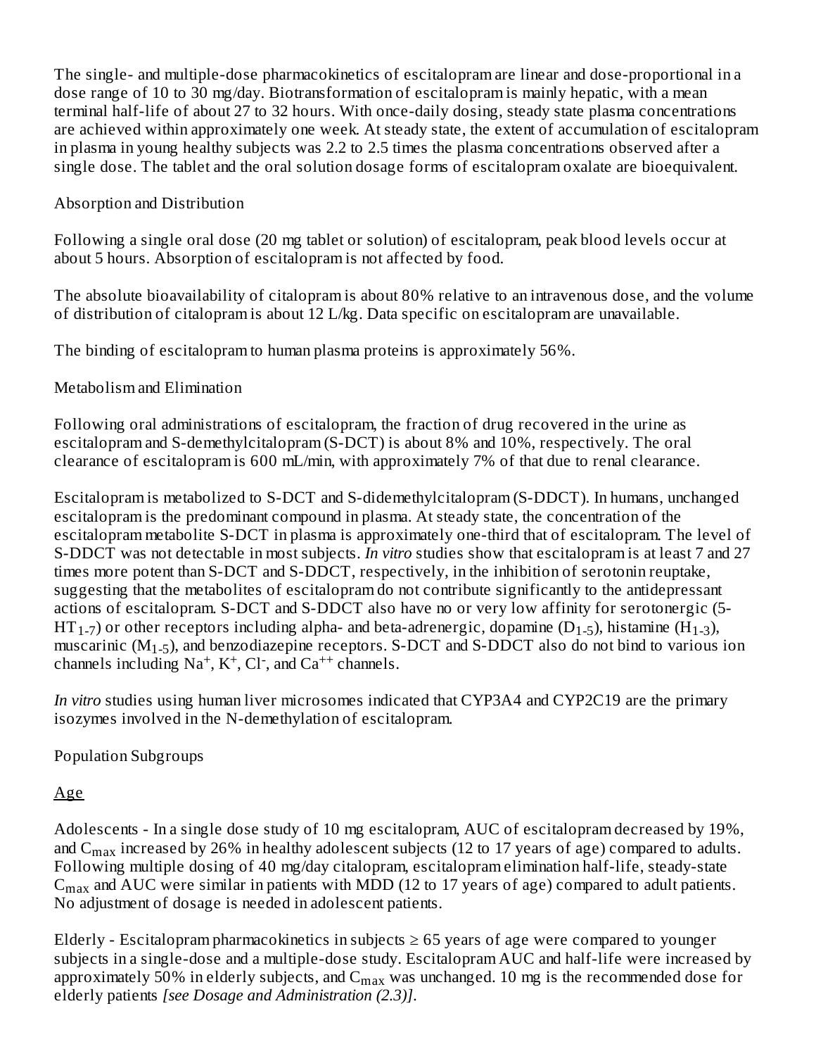The single- and multiple-dose pharmacokinetics of escitalopram are linear and dose-proportional in a dose range of 10 to 30 mg/day. Biotransformation of escitalopram is mainly hepatic, with a mean terminal half-life of about 27 to 32 hours. With once-daily dosing, steady state plasma concentrations are achieved within approximately one week. At steady state, the extent of accumulation of escitalopram in plasma in young healthy subjects was 2.2 to 2.5 times the plasma concentrations observed after a single dose. The tablet and the oral solution dosage forms of escitalopram oxalate are bioequivalent.

Absorption and Distribution

Following a single oral dose (20 mg tablet or solution) of escitalopram, peak blood levels occur at about 5 hours. Absorption of escitalopram is not affected by food.

The absolute bioavailability of citalopram is about 80% relative to an intravenous dose, and the volume of distribution of citalopram is about 12 L/kg. Data specific on escitalopram are unavailable.

The binding of escitalopram to human plasma proteins is approximately 56%.

Metabolism and Elimination

Following oral administrations of escitalopram, the fraction of drug recovered in the urine as escitalopram and S-demethylcitalopram (S-DCT) is about 8% and 10%, respectively. The oral clearance of escitalopram is 600 mL/min, with approximately 7% of that due to renal clearance.

Escitalopram is metabolized to S-DCT and S-didemethylcitalopram (S-DDCT). In humans, unchanged escitalopram is the predominant compound in plasma. At steady state, the concentration of the escitalopram metabolite S-DCT in plasma is approximately one-third that of escitalopram. The level of S-DDCT was not detectable in most subjects. *In vitro* studies show that escitalopram is at least 7 and 27 times more potent than S-DCT and S-DDCT, respectively, in the inhibition of serotonin reuptake, suggesting that the metabolites of escitalopram do not contribute significantly to the antidepressant actions of escitalopram. S-DCT and S-DDCT also have no or very low affinity for serotonergic (5-$HT_{1-7}$) or other receptors including alpha- and beta-adrenergic, dopamine ($D_{1-5}$), histamine ($H_{1-3}$), muscarinic ($M_{1-5}$), and benzodiazepine receptors. S-DCT and S-DDCT also do not bind to various ion channels including $Na^+$, $K^+$, $Cl^-$, and $Ca^{++}$ channels.

*In vitro* studies using human liver microsomes indicated that CYP3A4 and CYP2C19 are the primary isozymes involved in the N-demethylation of escitalopram.

Population Subgroups

Age

Adolescents - In a single dose study of 10 mg escitalopram, AUC of escitalopram decreased by 19%, and $C_{max}$ increased by 26% in healthy adolescent subjects (12 to 17 years of age) compared to adults. Following multiple dosing of 40 mg/day citalopram, escitalopram elimination half-life, steady-state $C_{max}$ and AUC were similar in patients with MDD (12 to 17 years of age) compared to adult patients. No adjustment of dosage is needed in adolescent patients.

Elderly - Escitalopram pharmacokinetics in subjects $\geq$ 65 years of age were compared to younger subjects in a single-dose and a multiple-dose study. Escitalopram AUC and half-life were increased by approximately 50% in elderly subjects, and $C_{max}$ was unchanged. 10 mg is the recommended dose for elderly patients *[see Dosage and Administration (2.3)]*.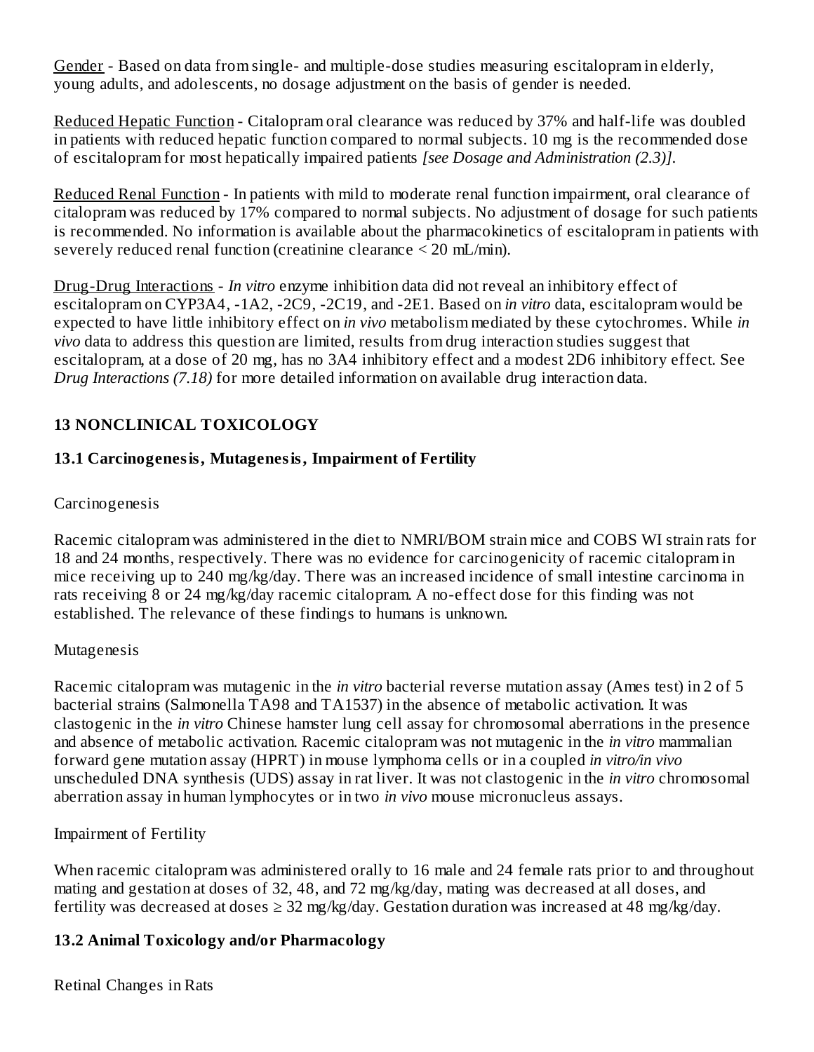Gender - Based on data from single- and multiple-dose studies measuring escitalopram in elderly, young adults, and adolescents, no dosage adjustment on the basis of gender is needed.

Reduced Hepatic Function - Citalopram oral clearance was reduced by 37% and half-life was doubled in patients with reduced hepatic function compared to normal subjects. 10 mg is the recommended dose of escitalopram for most hepatically impaired patients *[see Dosage and Administration (2.3)]*.

Reduced Renal Function - In patients with mild to moderate renal function impairment, oral clearance of citalopram was reduced by 17% compared to normal subjects. No adjustment of dosage for such patients is recommended. No information is available about the pharmacokinetics of escitalopram in patients with severely reduced renal function (creatinine clearance < 20 mL/min).

Drug-Drug Interactions - *In vitro* enzyme inhibition data did not reveal an inhibitory effect of escitalopram on CYP3A4, -1A2, -2C9, -2C19, and -2E1. Based on *in vitro* data, escitalopram would be expected to have little inhibitory effect on *in vivo* metabolism mediated by these cytochromes. While *in vivo* data to address this question are limited, results from drug interaction studies suggest that escitalopram, at a dose of 20 mg, has no 3A4 inhibitory effect and a modest 2D6 inhibitory effect. See *Drug Interactions (7.18)* for more detailed information on available drug interaction data.

## 13 NONCLINICAL TOXICOLOGY

### 13.1 Carcinogenesis, Mutagenesis, Impairment of Fertility

Carcinogenesis

Racemic citalopram was administered in the diet to NMRI/BOM strain mice and COBS WI strain rats for 18 and 24 months, respectively. There was no evidence for carcinogenicity of racemic citalopram in mice receiving up to 240 mg/kg/day. There was an increased incidence of small intestine carcinoma in rats receiving 8 or 24 mg/kg/day racemic citalopram. A no-effect dose for this finding was not established. The relevance of these findings to humans is unknown.

Mutagenesis

Racemic citalopram was mutagenic in the *in vitro* bacterial reverse mutation assay (Ames test) in 2 of 5 bacterial strains (Salmonella TA98 and TA1537) in the absence of metabolic activation. It was clastogenic in the *in vitro* Chinese hamster lung cell assay for chromosomal aberrations in the presence and absence of metabolic activation. Racemic citalopram was not mutagenic in the *in vitro* mammalian forward gene mutation assay (HPRT) in mouse lymphoma cells or in a coupled *in vitro/in vivo* unscheduled DNA synthesis (UDS) assay in rat liver. It was not clastogenic in the *in vitro* chromosomal aberration assay in human lymphocytes or in two *in vivo* mouse micronucleus assays.

Impairment of Fertility

When racemic citalopram was administered orally to 16 male and 24 female rats prior to and throughout mating and gestation at doses of 32, 48, and 72 mg/kg/day, mating was decreased at all doses, and fertility was decreased at doses ≥ 32 mg/kg/day. Gestation duration was increased at 48 mg/kg/day.

### 13.2 Animal Toxicology and/or Pharmacology

Retinal Changes in Rats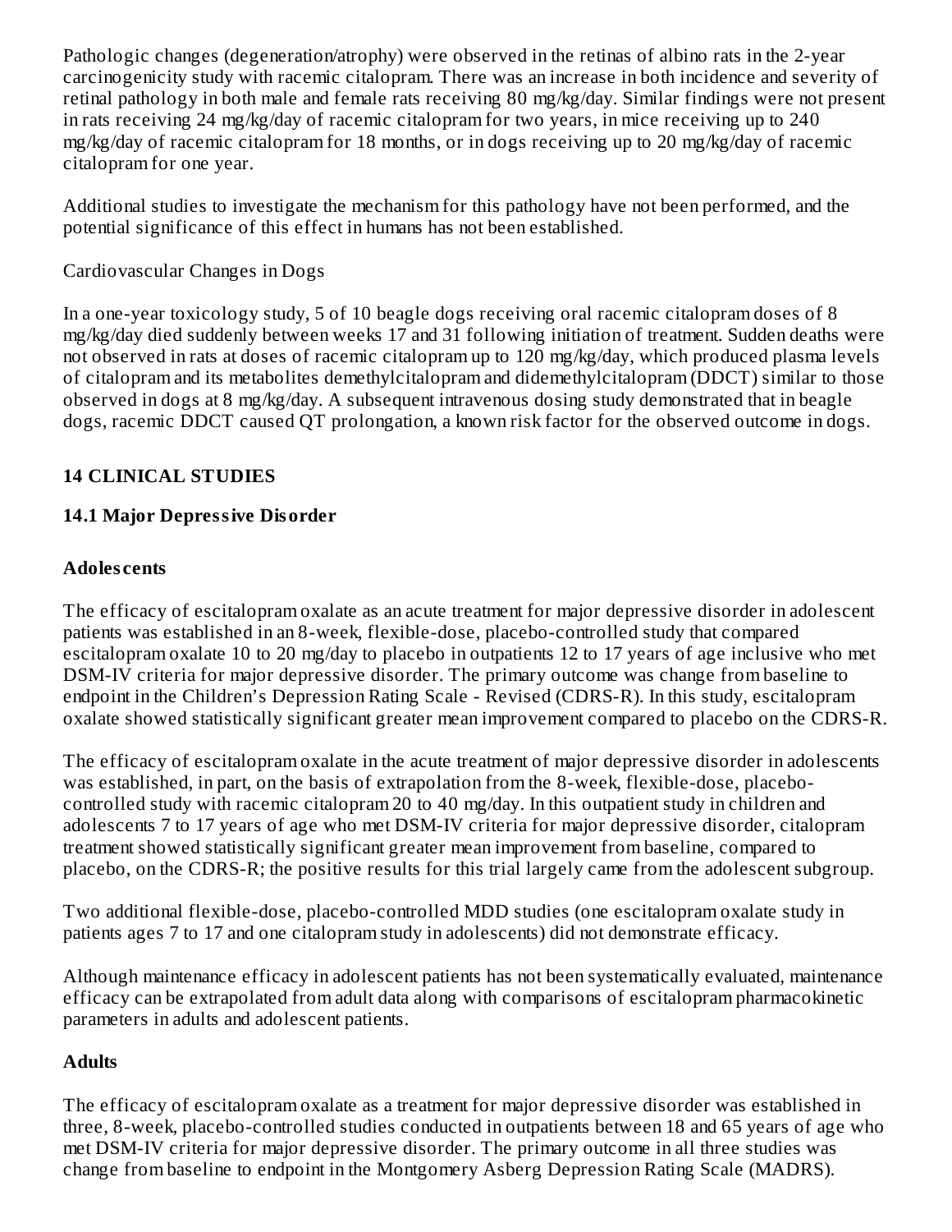Pathologic changes (degeneration/atrophy) were observed in the retinas of albino rats in the 2-year carcinogenicity study with racemic citalopram. There was an increase in both incidence and severity of retinal pathology in both male and female rats receiving 80 mg/kg/day. Similar findings were not present in rats receiving 24 mg/kg/day of racemic citalopram for two years, in mice receiving up to 240 mg/kg/day of racemic citalopram for 18 months, or in dogs receiving up to 20 mg/kg/day of racemic citalopram for one year.

Additional studies to investigate the mechanism for this pathology have not been performed, and the potential significance of this effect in humans has not been established.

Cardiovascular Changes in Dogs

In a one-year toxicology study, 5 of 10 beagle dogs receiving oral racemic citalopram doses of 8 mg/kg/day died suddenly between weeks 17 and 31 following initiation of treatment. Sudden deaths were not observed in rats at doses of racemic citalopram up to 120 mg/kg/day, which produced plasma levels of citalopram and its metabolites demethylcitalopram and didemethylcitalopram (DDCT) similar to those observed in dogs at 8 mg/kg/day. A subsequent intravenous dosing study demonstrated that in beagle dogs, racemic DDCT caused QT prolongation, a known risk factor for the observed outcome in dogs.

## 14 CLINICAL STUDIES

### 14.1 Major Depressive Disorder

**Adolescents**

The efficacy of escitalopram oxalate as an acute treatment for major depressive disorder in adolescent patients was established in an 8-week, flexible-dose, placebo-controlled study that compared escitalopram oxalate 10 to 20 mg/day to placebo in outpatients 12 to 17 years of age inclusive who met DSM-IV criteria for major depressive disorder. The primary outcome was change from baseline to endpoint in the Children's Depression Rating Scale - Revised (CDRS-R). In this study, escitalopram oxalate showed statistically significant greater mean improvement compared to placebo on the CDRS-R.

The efficacy of escitalopram oxalate in the acute treatment of major depressive disorder in adolescents was established, in part, on the basis of extrapolation from the 8-week, flexible-dose, placebo-controlled study with racemic citalopram 20 to 40 mg/day. In this outpatient study in children and adolescents 7 to 17 years of age who met DSM-IV criteria for major depressive disorder, citalopram treatment showed statistically significant greater mean improvement from baseline, compared to placebo, on the CDRS-R; the positive results for this trial largely came from the adolescent subgroup.

Two additional flexible-dose, placebo-controlled MDD studies (one escitalopram oxalate study in patients ages 7 to 17 and one citalopram study in adolescents) did not demonstrate efficacy.

Although maintenance efficacy in adolescent patients has not been systematically evaluated, maintenance efficacy can be extrapolated from adult data along with comparisons of escitalopram pharmacokinetic parameters in adults and adolescent patients.

**Adults**

The efficacy of escitalopram oxalate as a treatment for major depressive disorder was established in three, 8-week, placebo-controlled studies conducted in outpatients between 18 and 65 years of age who met DSM-IV criteria for major depressive disorder. The primary outcome in all three studies was change from baseline to endpoint in the Montgomery Asberg Depression Rating Scale (MADRS).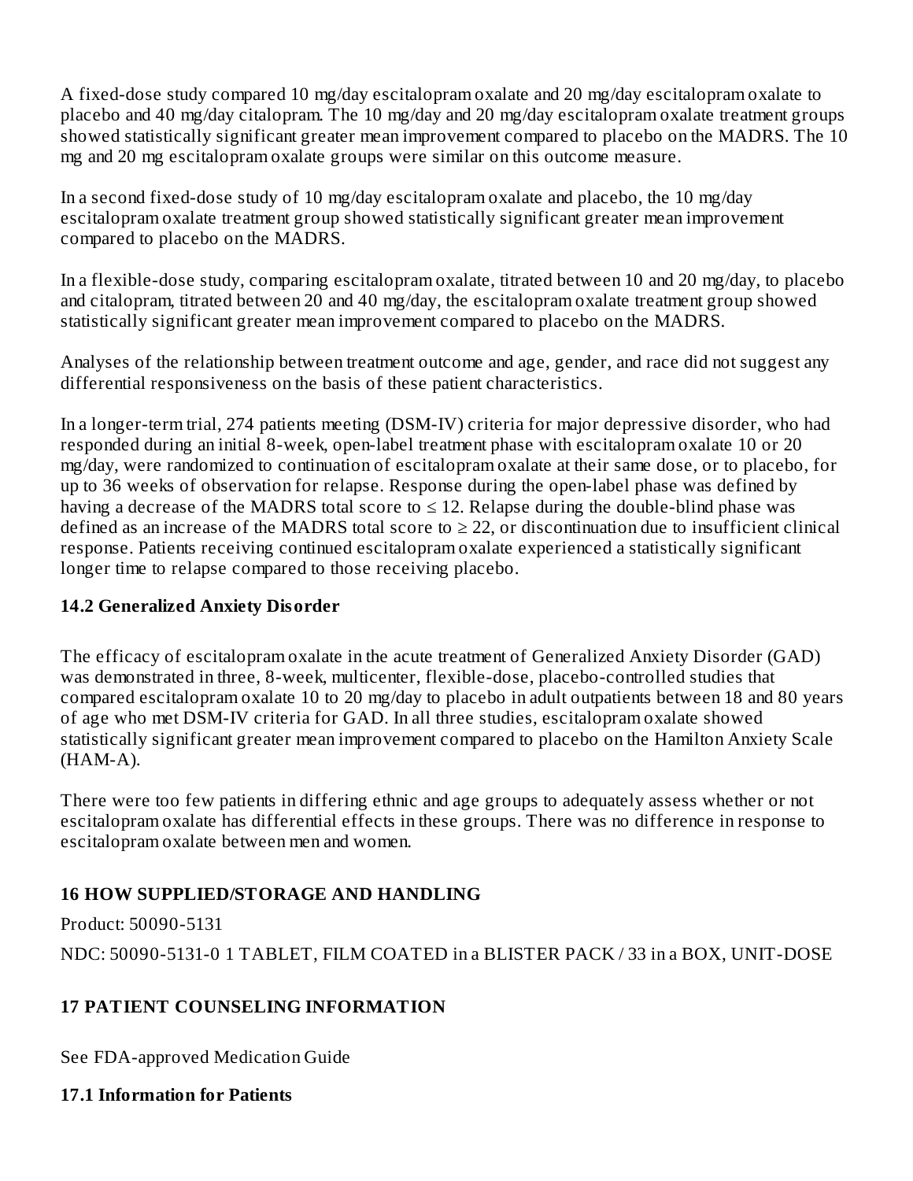A fixed-dose study compared 10 mg/day escitalopram oxalate and 20 mg/day escitalopram oxalate to placebo and 40 mg/day citalopram. The 10 mg/day and 20 mg/day escitalopram oxalate treatment groups showed statistically significant greater mean improvement compared to placebo on the MADRS. The 10 mg and 20 mg escitalopram oxalate groups were similar on this outcome measure.

In a second fixed-dose study of 10 mg/day escitalopram oxalate and placebo, the 10 mg/day escitalopram oxalate treatment group showed statistically significant greater mean improvement compared to placebo on the MADRS.

In a flexible-dose study, comparing escitalopram oxalate, titrated between 10 and 20 mg/day, to placebo and citalopram, titrated between 20 and 40 mg/day, the escitalopram oxalate treatment group showed statistically significant greater mean improvement compared to placebo on the MADRS.

Analyses of the relationship between treatment outcome and age, gender, and race did not suggest any differential responsiveness on the basis of these patient characteristics.

In a longer-term trial, 274 patients meeting (DSM-IV) criteria for major depressive disorder, who had responded during an initial 8-week, open-label treatment phase with escitalopram oxalate 10 or 20 mg/day, were randomized to continuation of escitalopram oxalate at their same dose, or to placebo, for up to 36 weeks of observation for relapse. Response during the open-label phase was defined by having a decrease of the MADRS total score to ≤ 12. Relapse during the double-blind phase was defined as an increase of the MADRS total score to ≥ 22, or discontinuation due to insufficient clinical response. Patients receiving continued escitalopram oxalate experienced a statistically significant longer time to relapse compared to those receiving placebo.

### 14.2 Generalized Anxiety Disorder

The efficacy of escitalopram oxalate in the acute treatment of Generalized Anxiety Disorder (GAD) was demonstrated in three, 8-week, multicenter, flexible-dose, placebo-controlled studies that compared escitalopram oxalate 10 to 20 mg/day to placebo in adult outpatients between 18 and 80 years of age who met DSM-IV criteria for GAD. In all three studies, escitalopram oxalate showed statistically significant greater mean improvement compared to placebo on the Hamilton Anxiety Scale (HAM-A).

There were too few patients in differing ethnic and age groups to adequately assess whether or not escitalopram oxalate has differential effects in these groups. There was no difference in response to escitalopram oxalate between men and women.

## 16 HOW SUPPLIED/STORAGE AND HANDLING

Product: 50090-5131

NDC: 50090-5131-0 1 TABLET, FILM COATED in a BLISTER PACK / 33 in a BOX, UNIT-DOSE

## 17 PATIENT COUNSELING INFORMATION

See FDA-approved Medication Guide

### 17.1 Information for Patients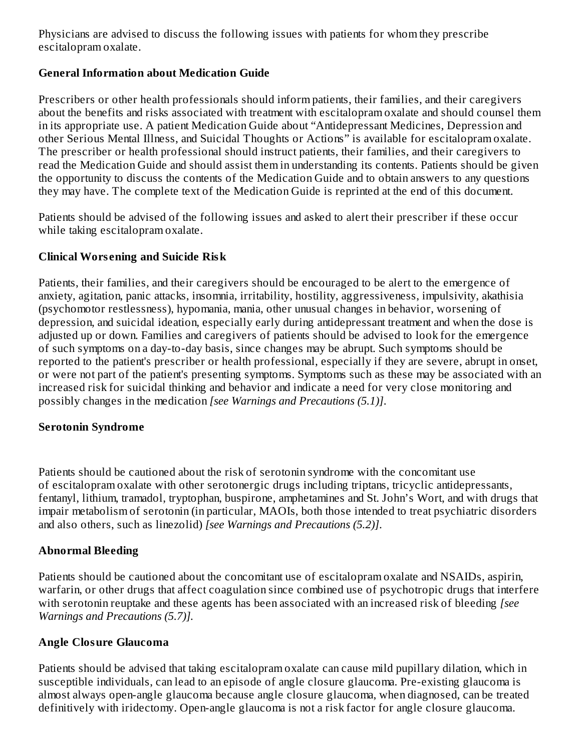Physicians are advised to discuss the following issues with patients for whom they prescribe escitalopram oxalate.

**General Information about Medication Guide**

Prescribers or other health professionals should inform patients, their families, and their caregivers about the benefits and risks associated with treatment with escitalopram oxalate and should counsel them in its appropriate use. A patient Medication Guide about "Antidepressant Medicines, Depression and other Serious Mental Illness, and Suicidal Thoughts or Actions" is available for escitalopram oxalate. The prescriber or health professional should instruct patients, their families, and their caregivers to read the Medication Guide and should assist them in understanding its contents. Patients should be given the opportunity to discuss the contents of the Medication Guide and to obtain answers to any questions they may have. The complete text of the Medication Guide is reprinted at the end of this document.

Patients should be advised of the following issues and asked to alert their prescriber if these occur while taking escitalopram oxalate.

**Clinical Worsening and Suicide Risk**

Patients, their families, and their caregivers should be encouraged to be alert to the emergence of anxiety, agitation, panic attacks, insomnia, irritability, hostility, aggressiveness, impulsivity, akathisia (psychomotor restlessness), hypomania, mania, other unusual changes in behavior, worsening of depression, and suicidal ideation, especially early during antidepressant treatment and when the dose is adjusted up or down. Families and caregivers of patients should be advised to look for the emergence of such symptoms on a day-to-day basis, since changes may be abrupt. Such symptoms should be reported to the patient's prescriber or health professional, especially if they are severe, abrupt in onset, or were not part of the patient's presenting symptoms. Symptoms such as these may be associated with an increased risk for suicidal thinking and behavior and indicate a need for very close monitoring and possibly changes in the medication *[see Warnings and Precautions (5.1)]*.

**Serotonin Syndrome**

Patients should be cautioned about the risk of serotonin syndrome with the concomitant use of escitalopram oxalate with other serotonergic drugs including triptans, tricyclic antidepressants, fentanyl, lithium, tramadol, tryptophan, buspirone, amphetamines and St. John's Wort, and with drugs that impair metabolism of serotonin (in particular, MAOIs, both those intended to treat psychiatric disorders and also others, such as linezolid) *[see Warnings and Precautions (5.2)]*.

**Abnormal Bleeding**

Patients should be cautioned about the concomitant use of escitalopram oxalate and NSAIDs, aspirin, warfarin, or other drugs that affect coagulation since combined use of psychotropic drugs that interfere with serotonin reuptake and these agents has been associated with an increased risk of bleeding *[see Warnings and Precautions (5.7)]*.

**Angle Closure Glaucoma**

Patients should be advised that taking escitalopram oxalate can cause mild pupillary dilation, which in susceptible individuals, can lead to an episode of angle closure glaucoma. Pre-existing glaucoma is almost always open-angle glaucoma because angle closure glaucoma, when diagnosed, can be treated definitively with iridectomy. Open-angle glaucoma is not a risk factor for angle closure glaucoma.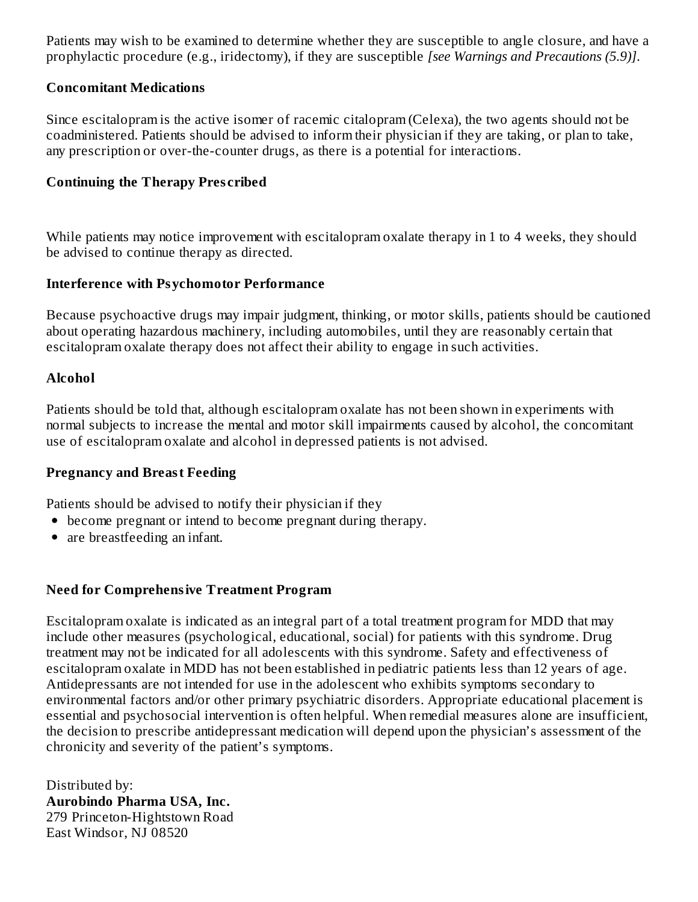Patients may wish to be examined to determine whether they are susceptible to angle closure, and have a prophylactic procedure (e.g., iridectomy), if they are susceptible *[see Warnings and Precautions (5.9)]*.

**Concomitant Medications**

Since escitalopram is the active isomer of racemic citalopram (Celexa), the two agents should not be coadministered. Patients should be advised to inform their physician if they are taking, or plan to take, any prescription or over-the-counter drugs, as there is a potential for interactions.

**Continuing the Therapy Prescribed**

While patients may notice improvement with escitalopram oxalate therapy in 1 to 4 weeks, they should be advised to continue therapy as directed.

**Interference with Psychomotor Performance**

Because psychoactive drugs may impair judgment, thinking, or motor skills, patients should be cautioned about operating hazardous machinery, including automobiles, until they are reasonably certain that escitalopram oxalate therapy does not affect their ability to engage in such activities.

**Alcohol**

Patients should be told that, although escitalopram oxalate has not been shown in experiments with normal subjects to increase the mental and motor skill impairments caused by alcohol, the concomitant use of escitalopram oxalate and alcohol in depressed patients is not advised.

**Pregnancy and Breast Feeding**

Patients should be advised to notify their physician if they

- become pregnant or intend to become pregnant during therapy.
- are breastfeeding an infant.

**Need for Comprehensive Treatment Program**

Escitalopram oxalate is indicated as an integral part of a total treatment program for MDD that may include other measures (psychological, educational, social) for patients with this syndrome. Drug treatment may not be indicated for all adolescents with this syndrome. Safety and effectiveness of escitalopram oxalate in MDD has not been established in pediatric patients less than 12 years of age. Antidepressants are not intended for use in the adolescent who exhibits symptoms secondary to environmental factors and/or other primary psychiatric disorders. Appropriate educational placement is essential and psychosocial intervention is often helpful. When remedial measures alone are insufficient, the decision to prescribe antidepressant medication will depend upon the physician's assessment of the chronicity and severity of the patient's symptoms.

Distributed by:
**Aurobindo Pharma USA, Inc.**
279 Princeton-Hightstown Road
East Windsor, NJ 08520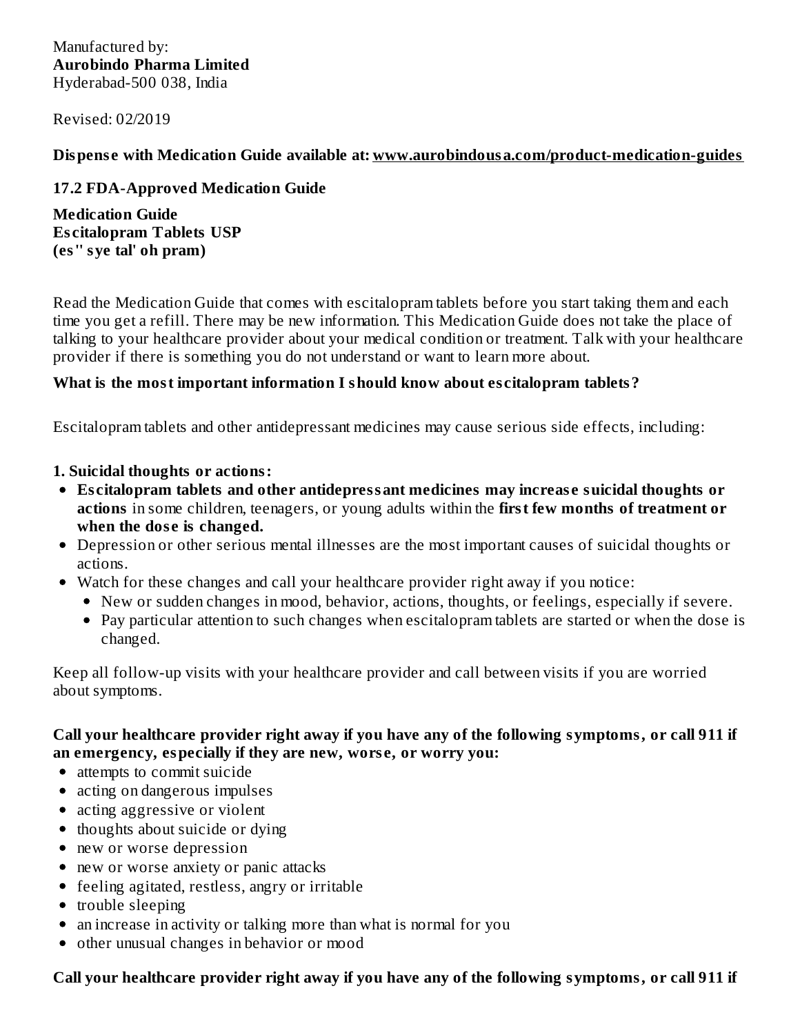Manufactured by:
**Aurobindo Pharma Limited**
Hyderabad-500 038, India

Revised: 02/2019

**Dispense with Medication Guide available at: www.aurobindousa.com/product-medication-guides**

### 17.2 FDA-Approved Medication Guide

**Medication Guide**
**Escitalopram Tablets USP**
**(es" sye tal' oh pram)**

Read the Medication Guide that comes with escitalopram tablets before you start taking them and each time you get a refill. There may be new information. This Medication Guide does not take the place of talking to your healthcare provider about your medical condition or treatment. Talk with your healthcare provider if there is something you do not understand or want to learn more about.

**What is the most important information I should know about escitalopram tablets?**

Escitalopram tablets and other antidepressant medicines may cause serious side effects, including:

**1. Suicidal thoughts or actions:**

- **Escitalopram tablets and other antidepressant medicines may increase suicidal thoughts or actions** in some children, teenagers, or young adults within the **first few months of treatment or when the dose is changed.**
- Depression or other serious mental illnesses are the most important causes of suicidal thoughts or actions.
- Watch for these changes and call your healthcare provider right away if you notice:
  - New or sudden changes in mood, behavior, actions, thoughts, or feelings, especially if severe.
  - Pay particular attention to such changes when escitalopram tablets are started or when the dose is changed.

Keep all follow-up visits with your healthcare provider and call between visits if you are worried about symptoms.

**Call your healthcare provider right away if you have any of the following symptoms, or call 911 if an emergency, especially if they are new, worse, or worry you:**

- attempts to commit suicide
- acting on dangerous impulses
- acting aggressive or violent
- thoughts about suicide or dying
- new or worse depression
- new or worse anxiety or panic attacks
- feeling agitated, restless, angry or irritable
- trouble sleeping
- an increase in activity or talking more than what is normal for you
- other unusual changes in behavior or mood

**Call your healthcare provider right away if you have any of the following symptoms, or call 911 if**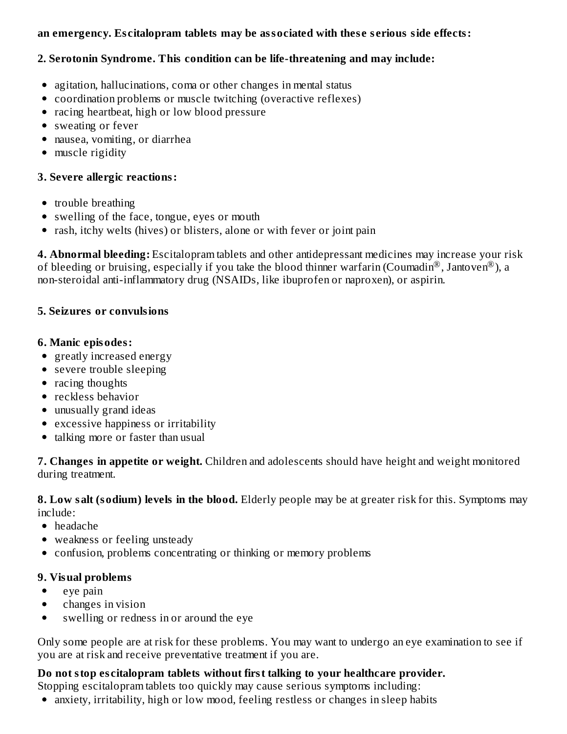**an emergency. Escitalopram tablets may be associated with these serious side effects:**

**2. Serotonin Syndrome. This condition can be life-threatening and may include:**

- agitation, hallucinations, coma or other changes in mental status
- coordination problems or muscle twitching (overactive reflexes)
- racing heartbeat, high or low blood pressure
- sweating or fever
- nausea, vomiting, or diarrhea
- muscle rigidity

**3. Severe allergic reactions:**

- trouble breathing
- swelling of the face, tongue, eyes or mouth
- rash, itchy welts (hives) or blisters, alone or with fever or joint pain

**4. Abnormal bleeding:** Escitalopram tablets and other antidepressant medicines may increase your risk of bleeding or bruising, especially if you take the blood thinner warfarin (Coumadin®, Jantoven®), a non-steroidal anti-inflammatory drug (NSAIDs, like ibuprofen or naproxen), or aspirin.

**5. Seizures or convulsions**

**6. Manic episodes:**

- greatly increased energy
- severe trouble sleeping
- racing thoughts
- reckless behavior
- unusually grand ideas
- excessive happiness or irritability
- talking more or faster than usual

**7. Changes in appetite or weight.** Children and adolescents should have height and weight monitored during treatment.

**8. Low salt (sodium) levels in the blood.** Elderly people may be at greater risk for this. Symptoms may include:

- headache
- weakness or feeling unsteady
- confusion, problems concentrating or thinking or memory problems

**9. Visual problems**

- eye pain
- changes in vision
- swelling or redness in or around the eye

Only some people are at risk for these problems. You may want to undergo an eye examination to see if you are at risk and receive preventative treatment if you are.

**Do not stop escitalopram tablets without first talking to your healthcare provider.**
Stopping escitalopram tablets too quickly may cause serious symptoms including:

- anxiety, irritability, high or low mood, feeling restless or changes in sleep habits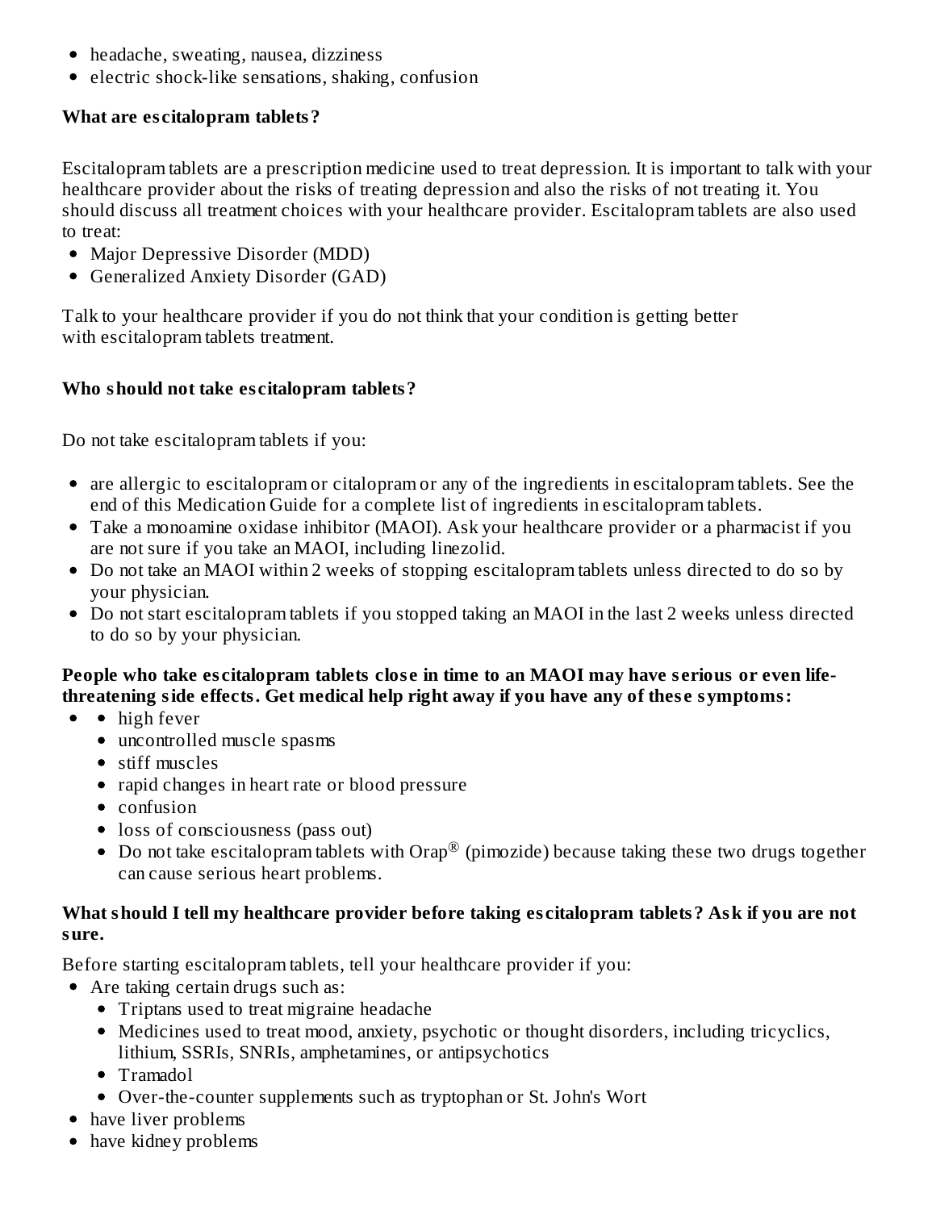- headache, sweating, nausea, dizziness
- electric shock-like sensations, shaking, confusion

**What are escitalopram tablets?**

Escitalopram tablets are a prescription medicine used to treat depression. It is important to talk with your healthcare provider about the risks of treating depression and also the risks of not treating it. You should discuss all treatment choices with your healthcare provider. Escitalopram tablets are also used to treat:

- Major Depressive Disorder (MDD)
- Generalized Anxiety Disorder (GAD)

Talk to your healthcare provider if you do not think that your condition is getting better with escitalopram tablets treatment.

**Who should not take escitalopram tablets?**

Do not take escitalopram tablets if you:

- are allergic to escitalopram or citalopram or any of the ingredients in escitalopram tablets. See the end of this Medication Guide for a complete list of ingredients in escitalopram tablets.
- Take a monoamine oxidase inhibitor (MAOI). Ask your healthcare provider or a pharmacist if you are not sure if you take an MAOI, including linezolid.
- Do not take an MAOI within 2 weeks of stopping escitalopram tablets unless directed to do so by your physician.
- Do not start escitalopram tablets if you stopped taking an MAOI in the last 2 weeks unless directed to do so by your physician.

**People who take escitalopram tablets close in time to an MAOI may have serious or even life-threatening side effects. Get medical help right away if you have any of these symptoms:**

- - high fever
  - uncontrolled muscle spasms
  - stiff muscles
  - rapid changes in heart rate or blood pressure
  - confusion
  - loss of consciousness (pass out)
  - Do not take escitalopram tablets with Orap® (pimozide) because taking these two drugs together can cause serious heart problems.

**What should I tell my healthcare provider before taking escitalopram tablets? Ask if you are not sure.**

Before starting escitalopram tablets, tell your healthcare provider if you:

- Are taking certain drugs such as:
  - Triptans used to treat migraine headache
  - Medicines used to treat mood, anxiety, psychotic or thought disorders, including tricyclics, lithium, SSRIs, SNRIs, amphetamines, or antipsychotics
  - Tramadol
  - Over-the-counter supplements such as tryptophan or St. John's Wort
- have liver problems
- have kidney problems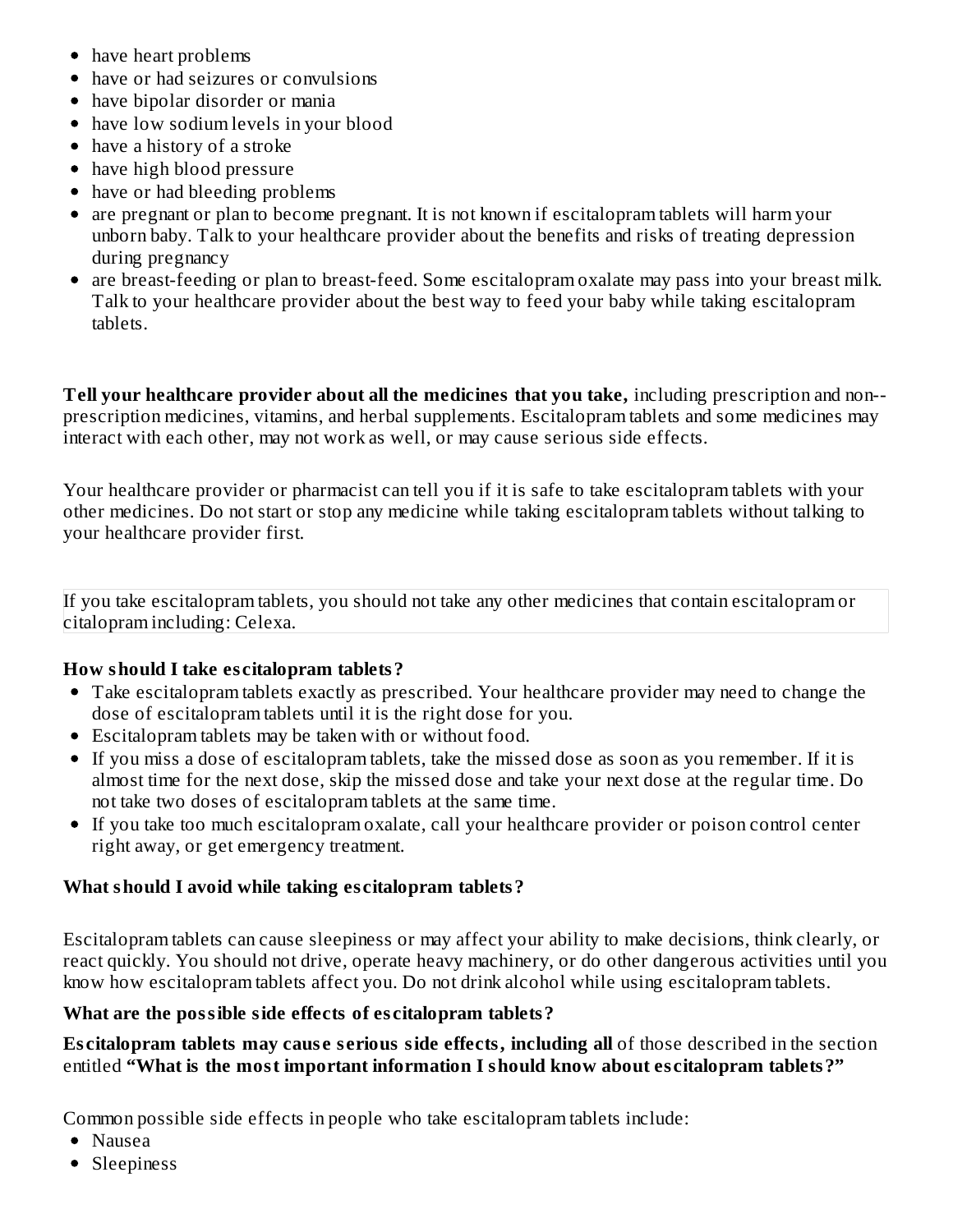- have heart problems
- have or had seizures or convulsions
- have bipolar disorder or mania
- have low sodium levels in your blood
- have a history of a stroke
- have high blood pressure
- have or had bleeding problems
- are pregnant or plan to become pregnant. It is not known if escitalopram tablets will harm your unborn baby. Talk to your healthcare provider about the benefits and risks of treating depression during pregnancy
- are breast-feeding or plan to breast-feed. Some escitalopram oxalate may pass into your breast milk. Talk to your healthcare provider about the best way to feed your baby while taking escitalopram tablets.

**Tell your healthcare provider about all the medicines that you take,** including prescription and non--prescription medicines, vitamins, and herbal supplements. Escitalopram tablets and some medicines may interact with each other, may not work as well, or may cause serious side effects.

Your healthcare provider or pharmacist can tell you if it is safe to take escitalopram tablets with your other medicines. Do not start or stop any medicine while taking escitalopram tablets without talking to your healthcare provider first.

If you take escitalopram tablets, you should not take any other medicines that contain escitalopram or citalopram including: Celexa.

**How should I take escitalopram tablets?**

- Take escitalopram tablets exactly as prescribed. Your healthcare provider may need to change the dose of escitalopram tablets until it is the right dose for you.
- Escitalopram tablets may be taken with or without food.
- If you miss a dose of escitalopram tablets, take the missed dose as soon as you remember. If it is almost time for the next dose, skip the missed dose and take your next dose at the regular time. Do not take two doses of escitalopram tablets at the same time.
- If you take too much escitalopram oxalate, call your healthcare provider or poison control center right away, or get emergency treatment.

**What should I avoid while taking escitalopram tablets?**

Escitalopram tablets can cause sleepiness or may affect your ability to make decisions, think clearly, or react quickly. You should not drive, operate heavy machinery, or do other dangerous activities until you know how escitalopram tablets affect you. Do not drink alcohol while using escitalopram tablets.

**What are the possible side effects of escitalopram tablets?**

**Escitalopram tablets may cause serious side effects, including all** of those described in the section entitled **"What is the most important information I should know about escitalopram tablets?"**

Common possible side effects in people who take escitalopram tablets include:

- Nausea
- Sleepiness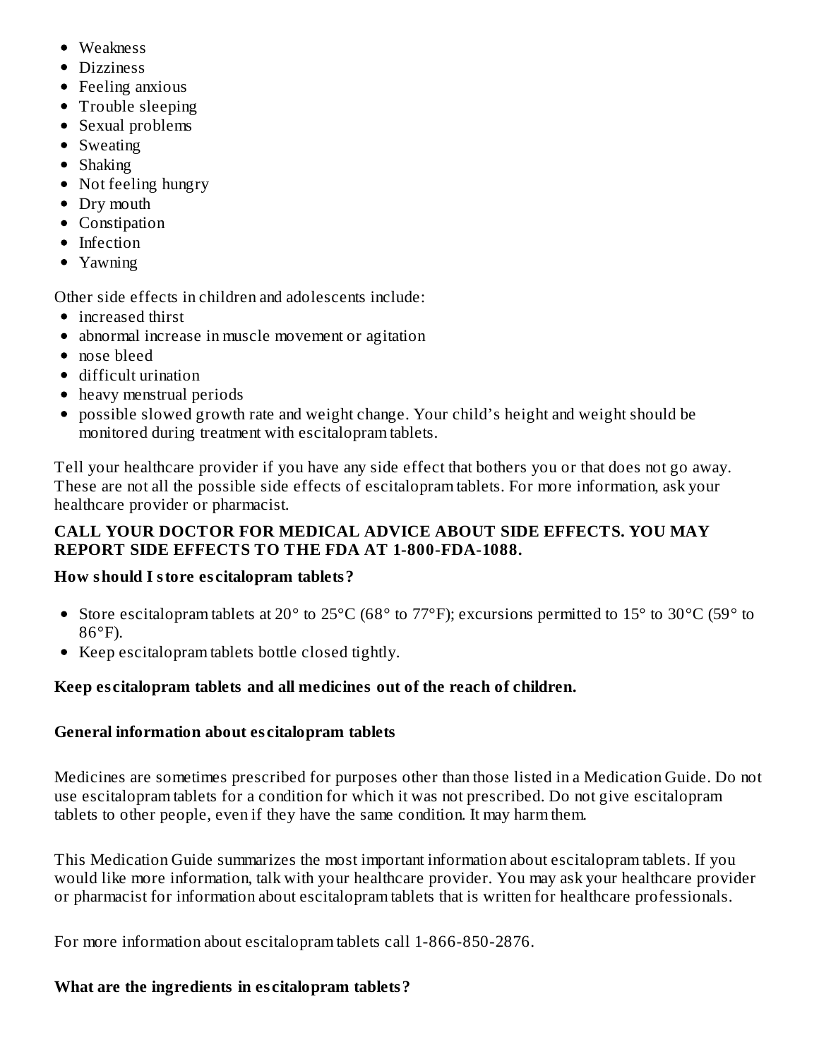- Weakness
- Dizziness
- Feeling anxious
- Trouble sleeping
- Sexual problems
- Sweating
- Shaking
- Not feeling hungry
- Dry mouth
- Constipation
- Infection
- Yawning

Other side effects in children and adolescents include:

- increased thirst
- abnormal increase in muscle movement or agitation
- nose bleed
- difficult urination
- heavy menstrual periods
- possible slowed growth rate and weight change. Your child's height and weight should be monitored during treatment with escitalopram tablets.

Tell your healthcare provider if you have any side effect that bothers you or that does not go away. These are not all the possible side effects of escitalopram tablets. For more information, ask your healthcare provider or pharmacist.

**CALL YOUR DOCTOR FOR MEDICAL ADVICE ABOUT SIDE EFFECTS. YOU MAY REPORT SIDE EFFECTS TO THE FDA AT 1-800-FDA-1088.**

**How should I store escitalopram tablets?**

- Store escitalopram tablets at 20° to 25°C (68° to 77°F); excursions permitted to 15° to 30°C (59° to 86°F).
- Keep escitalopram tablets bottle closed tightly.

**Keep escitalopram tablets and all medicines out of the reach of children.**

**General information about escitalopram tablets**

Medicines are sometimes prescribed for purposes other than those listed in a Medication Guide. Do not use escitalopram tablets for a condition for which it was not prescribed. Do not give escitalopram tablets to other people, even if they have the same condition. It may harm them.

This Medication Guide summarizes the most important information about escitalopram tablets. If you would like more information, talk with your healthcare provider. You may ask your healthcare provider or pharmacist for information about escitalopram tablets that is written for healthcare professionals.

For more information about escitalopram tablets call 1-866-850-2876.

**What are the ingredients in escitalopram tablets?**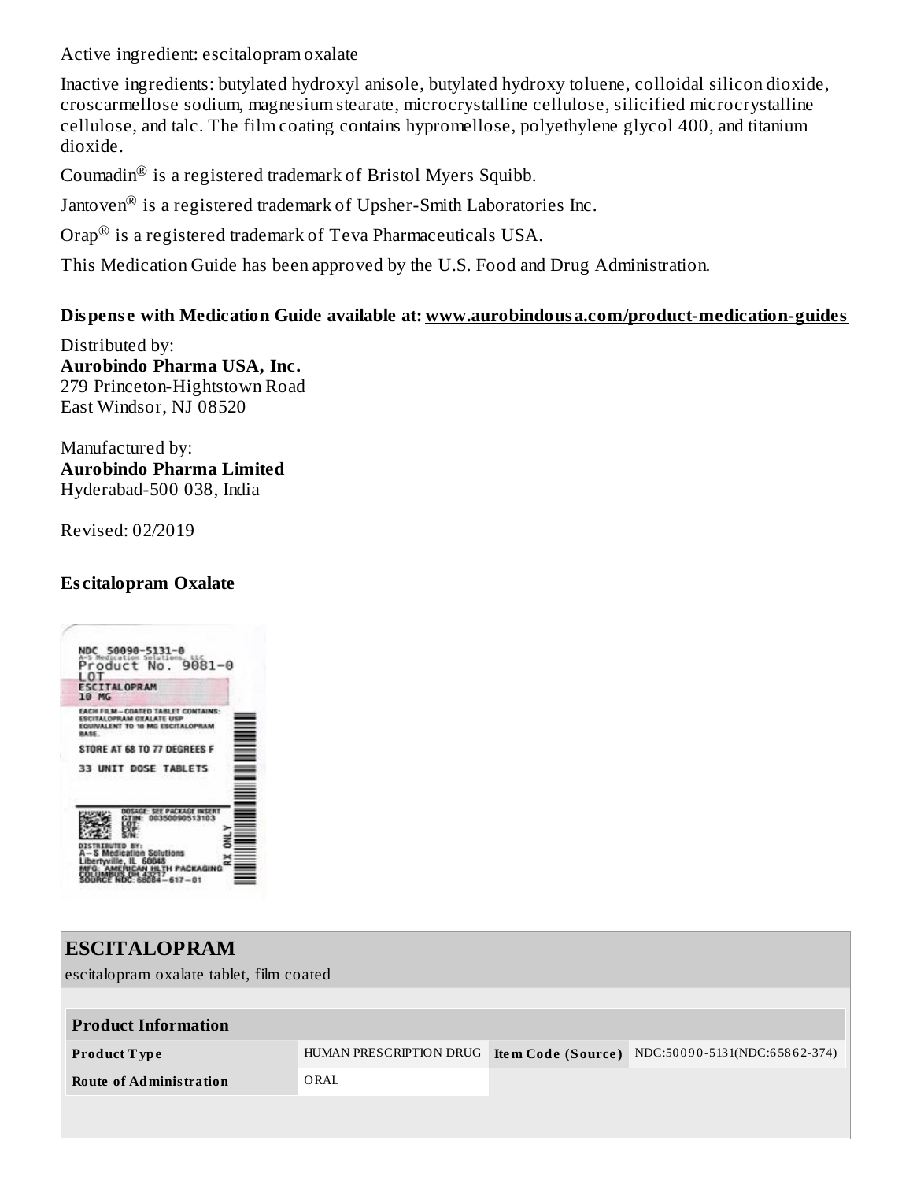Active ingredient: escitalopram oxalate

Inactive ingredients: butylated hydroxyl anisole, butylated hydroxy toluene, colloidal silicon dioxide, croscarmellose sodium, magnesium stearate, microcrystalline cellulose, silicified microcrystalline cellulose, and talc. The film coating contains hypromellose, polyethylene glycol 400, and titanium dioxide.

Coumadin® is a registered trademark of Bristol Myers Squibb.

Jantoven® is a registered trademark of Upsher-Smith Laboratories Inc.

Orap® is a registered trademark of Teva Pharmaceuticals USA.

This Medication Guide has been approved by the U.S. Food and Drug Administration.

**Dispense with Medication Guide available at: www.aurobindousa.com/product-medication-guides**

Distributed by:
**Aurobindo Pharma USA, Inc.**
279 Princeton-Hightstown Road
East Windsor, NJ 08520

Manufactured by:
**Aurobindo Pharma Limited**
Hyderabad-500 038, India

Revised: 02/2019

**Escitalopram Oxalate**

NDC 50090-5131-0
A-S Medication Solutions, LLC
Product No. 9081-0
LOT
ESCITALOPRAM
10 MG
EACH FILM-COATED TABLET CONTAINS: ESCITALOPRAM OXALATE USP EQUIVALENT TO 10 MG ESCITALOPRAM BASE.
STORE AT 68 TO 77 DEGREES F
33 UNIT DOSE TABLETS
DOSAGE: SEE PACKAGE INSERT
GTIN: 00350090513103
LOT:
EXP:
S/N:
DISTRIBUTED BY:
A-S Medication Solutions
Libertyville, IL 60048
MFG: AMERICAN HLTH PACKAGING
COLUMBUS OH 43217
SOURCE NDC: 68084-617-01
RX ONLY

## ESCITALOPRAM

escitalopram oxalate tablet, film coated

| Product Information | | | |
|---|---|---|---|
| **Product Type** | HUMAN PRESCRIPTION DRUG | **Item Code (Source)** | NDC:50090-5131(NDC:65862-374) |
| **Route of Administration** | ORAL | | |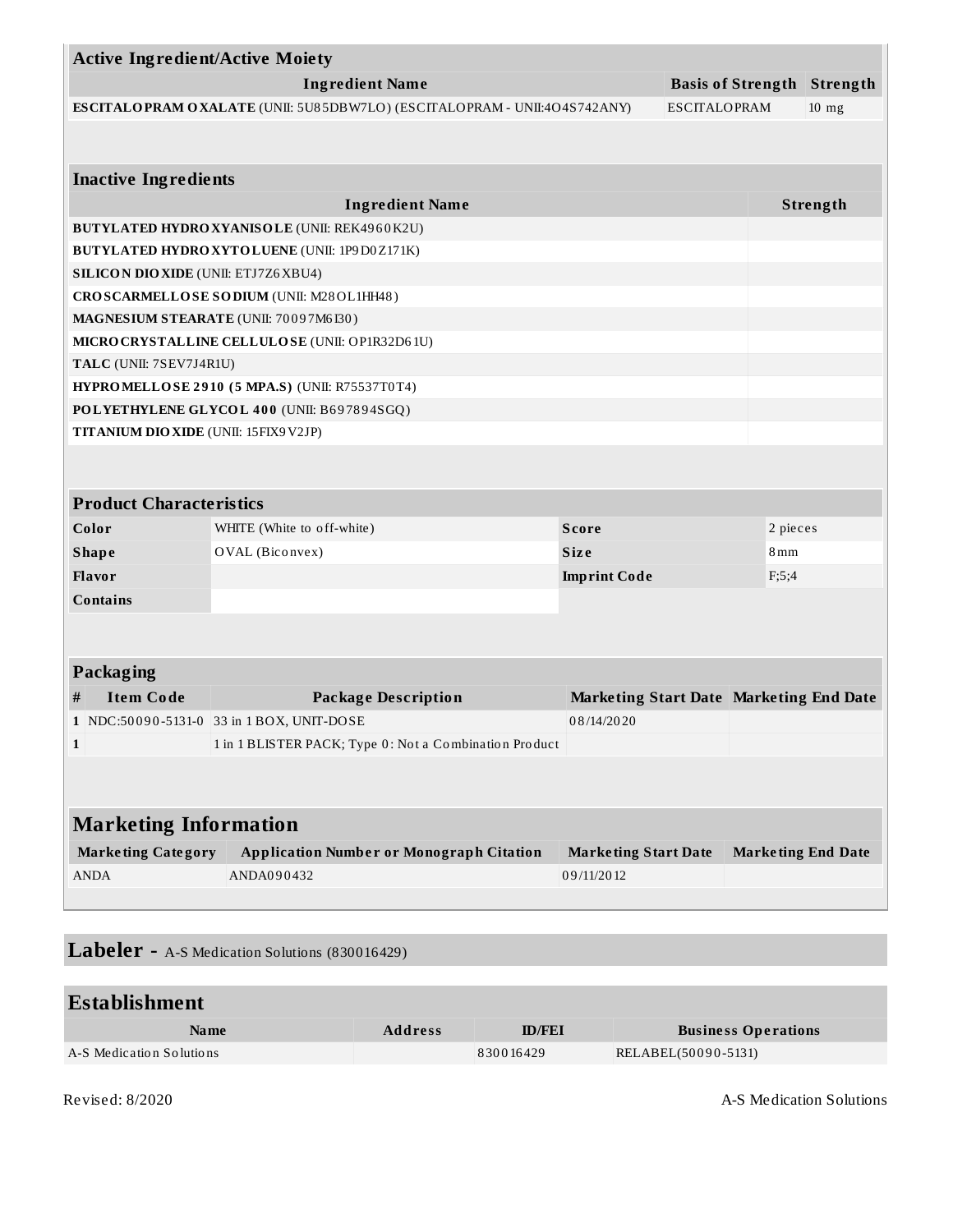| Active Ingredient/Active Moiety | | |
|---|---|---|
| **Ingredient Name** | **Basis of Strength** | **Strength** |
| **ESCITALOPRAM OXALATE** (UNII: 5U85DBW7LO) (ESCITALOPRAM - UNII:4O4S742ANY) | ESCITALOPRAM | 10 mg |

| Inactive Ingredients | |
|---|---|
| **Ingredient Name** | **Strength** |
| **BUTYLATED HYDROXYANISOLE** (UNII: REK4960K2U) | |
| **BUTYLATED HYDROXYTOLUENE** (UNII: 1P9D0Z171K) | |
| **SILICON DIOXIDE** (UNII: ETJ7Z6XBU4) | |
| **CROSCARMELLOSE SODIUM** (UNII: M28OL1HH48) | |
| **MAGNESIUM STEARATE** (UNII: 70097M6I30) | |
| **MICROCRYSTALLINE CELLULOSE** (UNII: OP1R32D61U) | |
| **TALC** (UNII: 7SEV7J4R1U) | |
| **HYPROMELLOSE 2910 (5 MPA.S)** (UNII: R75537T0T4) | |
| **POLYETHYLENE GLYCOL 400** (UNII: B697894SGQ) | |
| **TITANIUM DIOXIDE** (UNII: 15FIX9V2JP) | |

| Product Characteristics | | | |
|---|---|---|---|
| **Color** | WHITE (White to off-white) | **Score** | 2 pieces |
| **Shape** | OVAL (Biconvex) | **Size** | 8mm |
| **Flavor** | | **Imprint Code** | F;5;4 |
| **Contains** | | | |

| Packaging | | | | |
|---|---|---|---|---|
| **#** | **Item Code** | **Package Description** | **Marketing Start Date** | **Marketing End Date** |
| 1 | NDC:50090-5131-0 | 33 in 1 BOX, UNIT-DOSE | 08/14/2020 | |
| 1 | | 1 in 1 BLISTER PACK; Type 0: Not a Combination Product | | |

| Marketing Information | | | |
|---|---|---|---|
| **Marketing Category** | **Application Number or Monograph Citation** | **Marketing Start Date** | **Marketing End Date** |
| ANDA | ANDA090432 | 09/11/2012 | |

## Labeler - A-S Medication Solutions (830016429)

| Establishment | | | |
|---|---|---|---|
| **Name** | **Address** | **ID/FEI** | **Business Operations** |
| A-S Medication Solutions | | 830016429 | RELABEL(50090-5131) |

Revised: 8/2020

A-S Medication Solutions